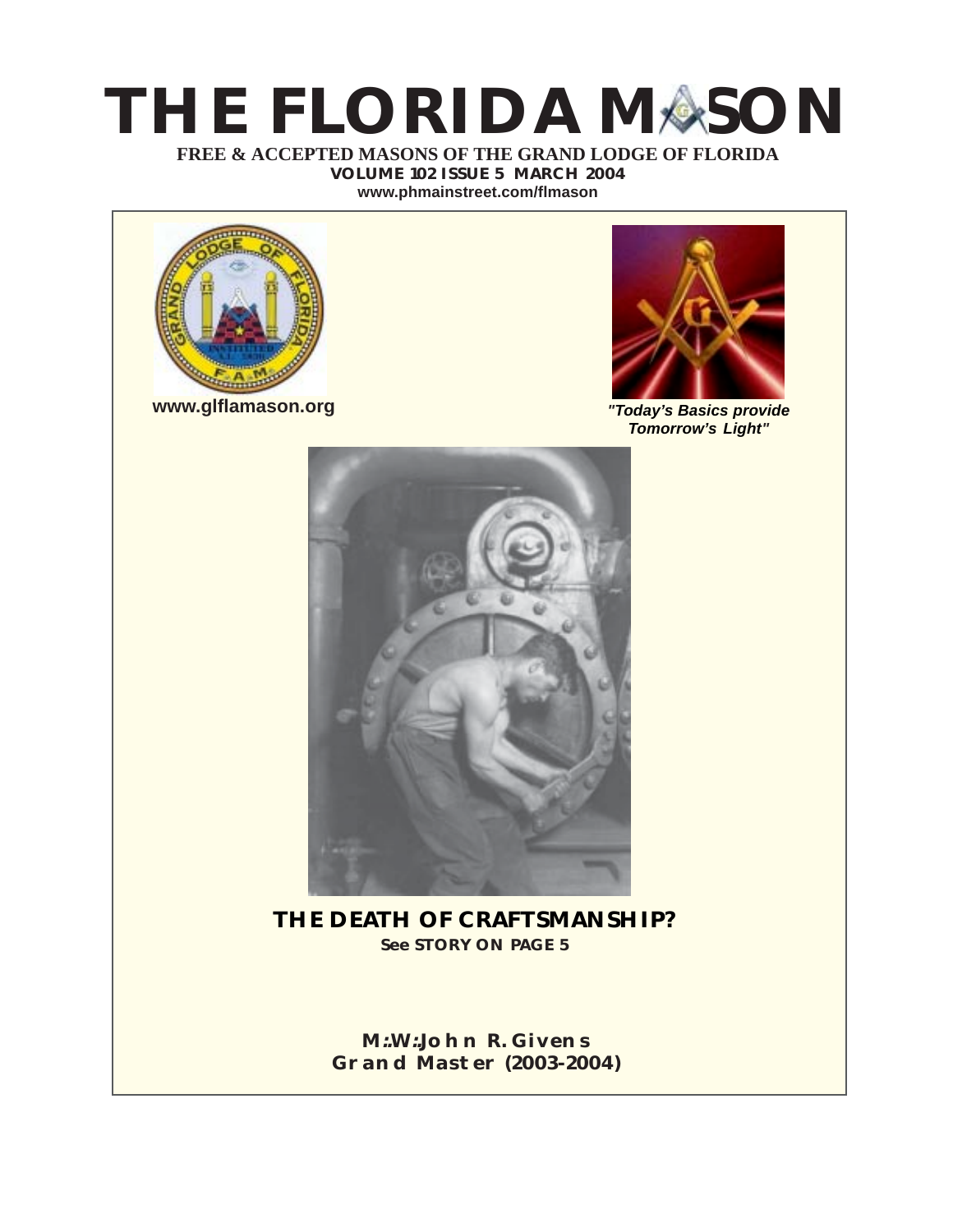# THE FLORIDA MASON

**FREE & ACCEPTED MASONS OF THE GRAND LODGE OF FLORIDA**

**VOLUME 102 ISSUE 5 MARCH 2004**

**www.phmainstreet.com/flmason**

**www.glflamason.org**

***"Today's Basics provide Tomorrow's Light"***

## THE DEATH OF CRAFTSMANSHIP?

**See STORY ON PAGE 5**

**M:.W:.John R. Givens**
**Grand Master (2003-2004)**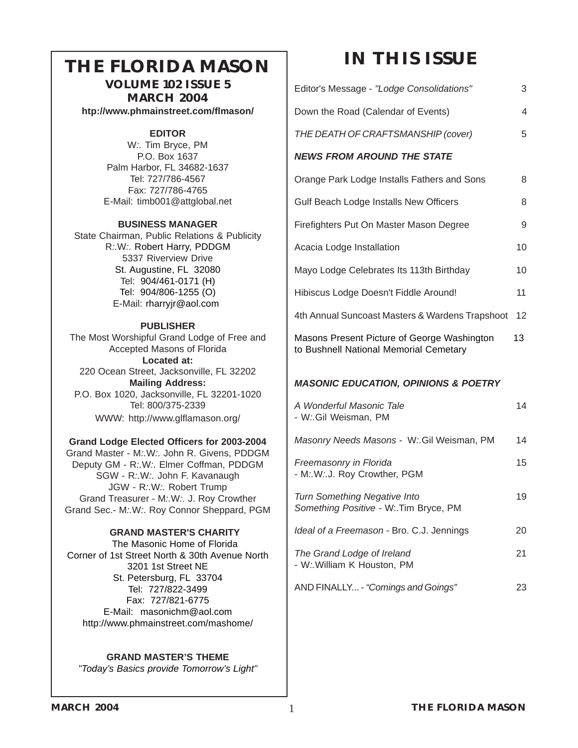# THE FLORIDA MASON

**VOLUME 102 ISSUE 5**
**MARCH 2004**

**htp://www.phmainstreet.com/flmason/**

**EDITOR**
W:. Tim Bryce, PM
P.O. Box 1637
Palm Harbor, FL 34682-1637
Tel: 727/786-4567
Fax: 727/786-4765
E-Mail: timb001@attglobal.net

**BUSINESS MANAGER**
State Chairman, Public Relations & Publicity
R:.W:. Robert Harry, PDDGM
5337 Riverview Drive
St. Augustine, FL 32080
Tel: 904/461-0171 (H)
Tel: 904/806-1255 (O)
E-Mail: rharryjr@aol.com

**PUBLISHER**
The Most Worshipful Grand Lodge of Free and Accepted Masons of Florida
**Located at:**
220 Ocean Street, Jacksonville, FL 32202
**Mailing Address:**
P.O. Box 1020, Jacksonville, FL 32201-1020
Tel: 800/375-2339
WWW: http://www.glflamason.org/

**Grand Lodge Elected Officers for 2003-2004**
Grand Master - M:.W:. John R. Givens, PDDGM
Deputy GM - R:.W:. Elmer Coffman, PDDGM
SGW - R:.W:. John F. Kavanaugh
JGW - R:.W:. Robert Trump
Grand Treasurer - M:.W:. J. Roy Crowther
Grand Sec.- M:.W:. Roy Connor Sheppard, PGM

**GRAND MASTER'S CHARITY**
The Masonic Home of Florida
Corner of 1st Street North & 30th Avenue North
3201 1st Street NE
St. Petersburg, FL 33704
Tel: 727/822-3499
Fax: 727/821-6775
E-Mail: masonichm@aol.com
http://www.phmainstreet.com/mashome/

**GRAND MASTER'S THEME**
*"Today's Basics provide Tomorrow's Light"*

# IN THIS ISSUE

| | |
|---|---|
| Editor's Message - *"Lodge Consolidations"* | 3 |
| Down the Road (Calendar of Events) | 4 |
| *THE DEATH OF CRAFTSMANSHIP (cover)* | 5 |
| ***NEWS FROM AROUND THE STATE*** | |
| Orange Park Lodge Installs Fathers and Sons | 8 |
| Gulf Beach Lodge Installs New Officers | 8 |
| Firefighters Put On Master Mason Degree | 9 |
| Acacia Lodge Installation | 10 |
| Mayo Lodge Celebrates Its 113th Birthday | 10 |
| Hibiscus Lodge Doesn't Fiddle Around! | 11 |
| 4th Annual Suncoast Masters & Wardens Trapshoot | 12 |
| Masons Present Picture of George Washington to Bushnell National Memorial Cemetary | 13 |
| ***MASONIC EDUCATION, OPINIONS & POETRY*** | |
| *A Wonderful Masonic Tale* - W:.Gil Weisman, PM | 14 |
| *Masonry Needs Masons* - W:.Gil Weisman, PM | 14 |
| *Freemasonry in Florida* - M:.W:.J. Roy Crowther, PGM | 15 |
| *Turn Something Negative Into Something Positive* - W:.Tim Bryce, PM | 19 |
| *Ideal of a Freemason* - Bro. C.J. Jennings | 20 |
| *The Grand Lodge of Ireland* - W:.William K Houston, PM | 21 |
| AND FINALLY... - *"Comings and Goings"* | 23 |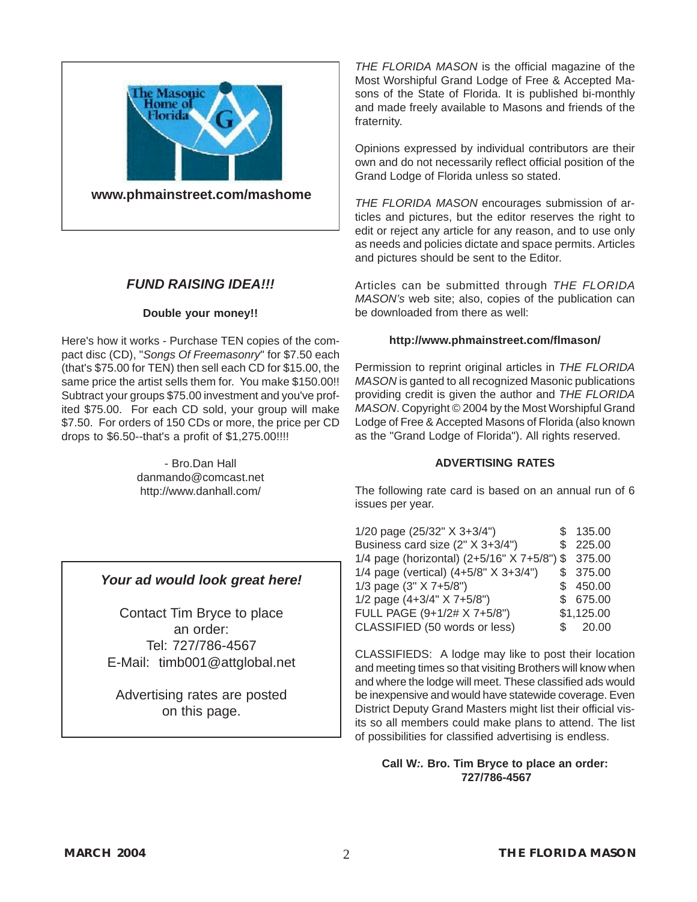The Masonic Home of Florida

**www.phmainstreet.com/mashome**

### *FUND RAISING IDEA!!!*

**Double your money!!**

Here's how it works - Purchase TEN copies of the compact disc (CD), "*Songs Of Freemasonry*" for $7.50 each (that's $75.00 for TEN) then sell each CD for $15.00, the same price the artist sells them for. You make $150.00!! Subtract your groups $75.00 investment and you've profited $75.00. For each CD sold, your group will make $7.50. For orders of 150 CDs or more, the price per CD drops to $6.50--that's a profit of $1,275.00!!!!

- Bro.Dan Hall
danmando@comcast.net
http://www.danhall.com/

***Your ad would look great here!***

Contact Tim Bryce to place an order:
Tel: 727/786-4567
E-Mail: timb001@attglobal.net

Advertising rates are posted on this page.

*THE FLORIDA MASON* is the official magazine of the Most Worshipful Grand Lodge of Free & Accepted Masons of the State of Florida. It is published bi-monthly and made freely available to Masons and friends of the fraternity.

Opinions expressed by individual contributors are their own and do not necessarily reflect official position of the Grand Lodge of Florida unless so stated.

*THE FLORIDA MASON* encourages submission of articles and pictures, but the editor reserves the right to edit or reject any article for any reason, and to use only as needs and policies dictate and space permits. Articles and pictures should be sent to the Editor.

Articles can be submitted through *THE FLORIDA MASON's* web site; also, copies of the publication can be downloaded from there as well:

**http://www.phmainstreet.com/flmason/**

Permission to reprint original articles in *THE FLORIDA MASON* is ganted to all recognized Masonic publications providing credit is given the author and *THE FLORIDA MASON*. Copyright © 2004 by the Most Worshipful Grand Lodge of Free & Accepted Masons of Florida (also known as the "Grand Lodge of Florida"). All rights reserved.

**ADVERTISING RATES**

The following rate card is based on an annual run of 6 issues per year.

| Size | Rate |
|---|---|
| 1/20 page (25/32" X 3+3/4") | $ 135.00 |
| Business card size (2" X 3+3/4") | $ 225.00 |
| 1/4 page (horizontal) (2+5/16" X 7+5/8") | $ 375.00 |
| 1/4 page (vertical) (4+5/8" X 3+3/4") | $ 375.00 |
| 1/3 page (3" X 7+5/8") | $ 450.00 |
| 1/2 page (4+3/4" X 7+5/8") | $ 675.00 |
| FULL PAGE (9+1/2# X 7+5/8") | $1,125.00 |
| CLASSIFIED (50 words or less) | $ 20.00 |

CLASSIFIEDS: A lodge may like to post their location and meeting times so that visiting Brothers will know when and where the lodge will meet. These classified ads would be inexpensive and would have statewide coverage. Even District Deputy Grand Masters might list their official visits so all members could make plans to attend. The list of possibilities for classified advertising is endless.

**Call W:. Bro. Tim Bryce to place an order: 727/786-4567**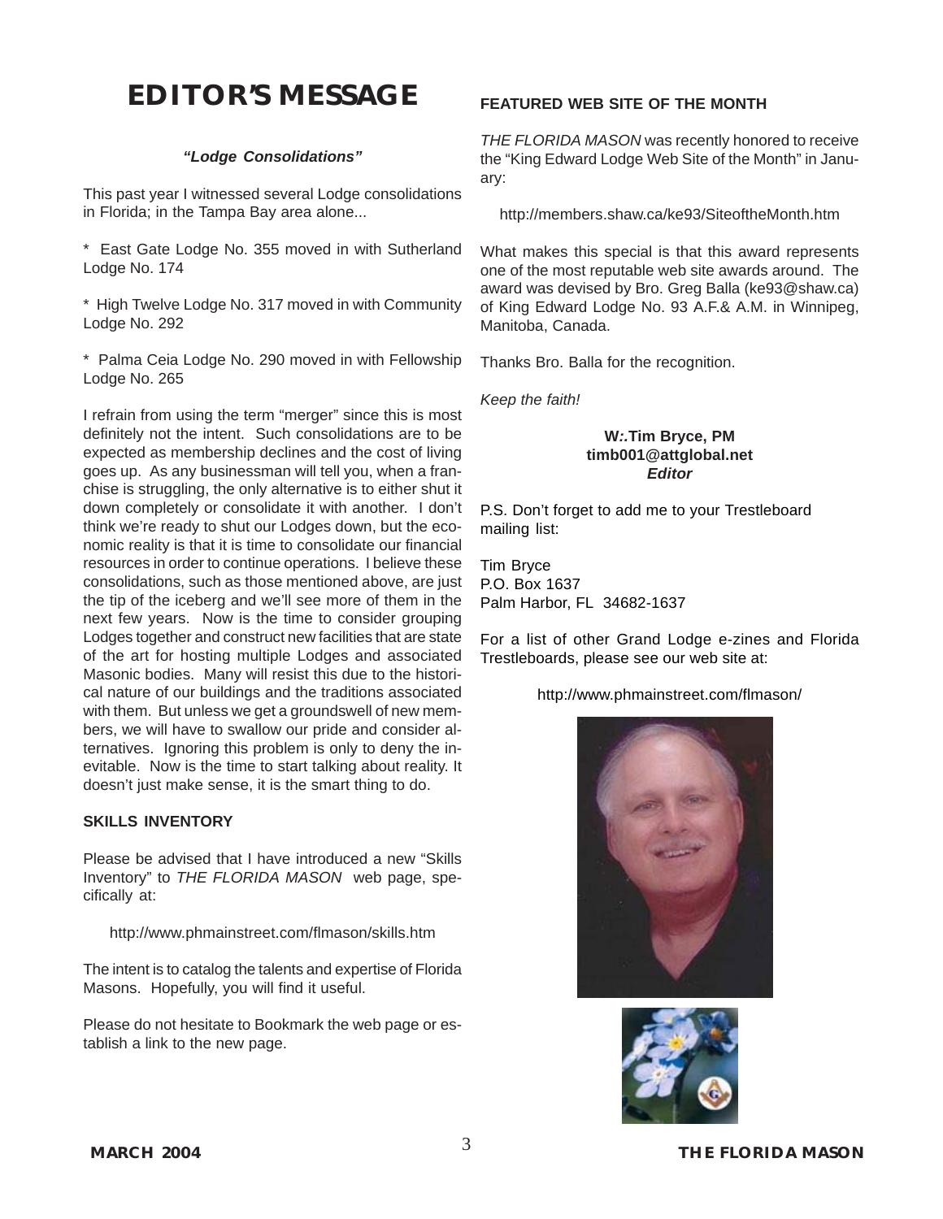# EDITOR'S MESSAGE

***"Lodge Consolidations"***

This past year I witnessed several Lodge consolidations in Florida; in the Tampa Bay area alone...

* East Gate Lodge No. 355 moved in with Sutherland Lodge No. 174

* High Twelve Lodge No. 317 moved in with Community Lodge No. 292

* Palma Ceia Lodge No. 290 moved in with Fellowship Lodge No. 265

I refrain from using the term "merger" since this is most definitely not the intent. Such consolidations are to be expected as membership declines and the cost of living goes up. As any businessman will tell you, when a franchise is struggling, the only alternative is to either shut it down completely or consolidate it with another. I don't think we're ready to shut our Lodges down, but the economic reality is that it is time to consolidate our financial resources in order to continue operations. I believe these consolidations, such as those mentioned above, are just the tip of the iceberg and we'll see more of them in the next few years. Now is the time to consider grouping Lodges together and construct new facilities that are state of the art for hosting multiple Lodges and associated Masonic bodies. Many will resist this due to the historical nature of our buildings and the traditions associated with them. But unless we get a groundswell of new members, we will have to swallow our pride and consider alternatives. Ignoring this problem is only to deny the inevitable. Now is the time to start talking about reality. It doesn't just make sense, it is the smart thing to do.

**SKILLS INVENTORY**

Please be advised that I have introduced a new "Skills Inventory" to *THE FLORIDA MASON* web page, specifically at:

http://www.phmainstreet.com/flmason/skills.htm

The intent is to catalog the talents and expertise of Florida Masons. Hopefully, you will find it useful.

Please do not hesitate to Bookmark the web page or establish a link to the new page.

**FEATURED WEB SITE OF THE MONTH**

*THE FLORIDA MASON* was recently honored to receive the "King Edward Lodge Web Site of the Month" in January:

http://members.shaw.ca/ke93/SiteoftheMonth.htm

What makes this special is that this award represents one of the most reputable web site awards around. The award was devised by Bro. Greg Balla (ke93@shaw.ca) of King Edward Lodge No. 93 A.F.& A.M. in Winnipeg, Manitoba, Canada.

Thanks Bro. Balla for the recognition.

*Keep the faith!*

**W:.Tim Bryce, PM**
**timb001@attglobal.net**
***Editor***

P.S. Don't forget to add me to your Trestleboard mailing list:

Tim Bryce
P.O. Box 1637
Palm Harbor, FL 34682-1637

For a list of other Grand Lodge e-zines and Florida Trestleboards, please see our web site at:

http://www.phmainstreet.com/flmason/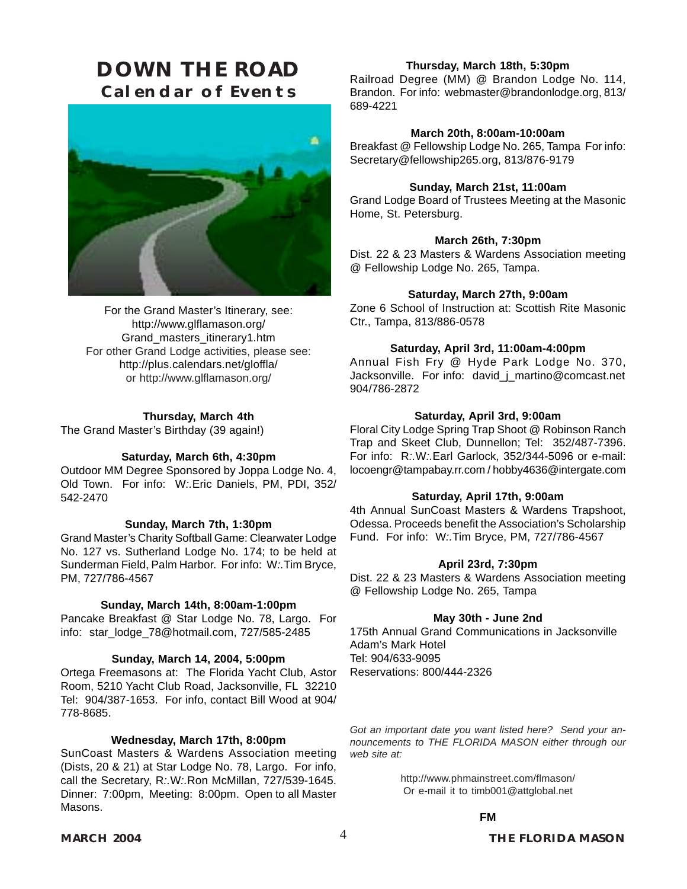# DOWN THE ROAD

## Calendar of Events

For the Grand Master's Itinerary, see: http://www.glflamason.org/ Grand_masters_itinerary1.htm
For other Grand Lodge activities, please see: http://plus.calendars.net/gloffla/ or http://www.glflamason.org/

**Thursday, March 4th**
The Grand Master's Birthday (39 again!)

**Saturday, March 6th, 4:30pm**
Outdoor MM Degree Sponsored by Joppa Lodge No. 4, Old Town. For info: W:.Eric Daniels, PM, PDI, 352/542-2470

**Sunday, March 7th, 1:30pm**
Grand Master's Charity Softball Game: Clearwater Lodge No. 127 vs. Sutherland Lodge No. 174; to be held at Sunderman Field, Palm Harbor. For info: W:.Tim Bryce, PM, 727/786-4567

**Sunday, March 14th, 8:00am-1:00pm**
Pancake Breakfast @ Star Lodge No. 78, Largo. For info: star_lodge_78@hotmail.com, 727/585-2485

**Sunday, March 14, 2004, 5:00pm**
Ortega Freemasons at: The Florida Yacht Club, Astor Room, 5210 Yacht Club Road, Jacksonville, FL 32210 Tel: 904/387-1653. For info, contact Bill Wood at 904/778-8685.

**Wednesday, March 17th, 8:00pm**
SunCoast Masters & Wardens Association meeting (Dists, 20 & 21) at Star Lodge No. 78, Largo. For info, call the Secretary, R:.W:.Ron McMillan, 727/539-1645. Dinner: 7:00pm, Meeting: 8:00pm. Open to all Master Masons.

**Thursday, March 18th, 5:30pm**
Railroad Degree (MM) @ Brandon Lodge No. 114, Brandon. For info: webmaster@brandonlodge.org, 813/689-4221

**March 20th, 8:00am-10:00am**
Breakfast @ Fellowship Lodge No. 265, Tampa For info: Secretary@fellowship265.org, 813/876-9179

**Sunday, March 21st, 11:00am**
Grand Lodge Board of Trustees Meeting at the Masonic Home, St. Petersburg.

**March 26th, 7:30pm**
Dist. 22 & 23 Masters & Wardens Association meeting @ Fellowship Lodge No. 265, Tampa.

**Saturday, March 27th, 9:00am**
Zone 6 School of Instruction at: Scottish Rite Masonic Ctr., Tampa, 813/886-0578

**Saturday, April 3rd, 11:00am-4:00pm**
Annual Fish Fry @ Hyde Park Lodge No. 370, Jacksonville. For info: david_j_martino@comcast.net 904/786-2872

**Saturday, April 3rd, 9:00am**
Floral City Lodge Spring Trap Shoot @ Robinson Ranch Trap and Skeet Club, Dunnellon; Tel: 352/487-7396. For info: R:.W:.Earl Garlock, 352/344-5096 or e-mail: locoengr@tampabay.rr.com / hobby4636@intergate.com

**Saturday, April 17th, 9:00am**
4th Annual SunCoast Masters & Wardens Trapshoot, Odessa. Proceeds benefit the Association's Scholarship Fund. For info: W:.Tim Bryce, PM, 727/786-4567

**April 23rd, 7:30pm**
Dist. 22 & 23 Masters & Wardens Association meeting @ Fellowship Lodge No. 265, Tampa

**May 30th - June 2nd**
175th Annual Grand Communications in Jacksonville
Adam's Mark Hotel
Tel: 904/633-9095
Reservations: 800/444-2326

*Got an important date you want listed here? Send your announcements to THE FLORIDA MASON either through our web site at:*

http://www.phmainstreet.com/flmason/
Or e-mail it to timb001@attglobal.net

**FM**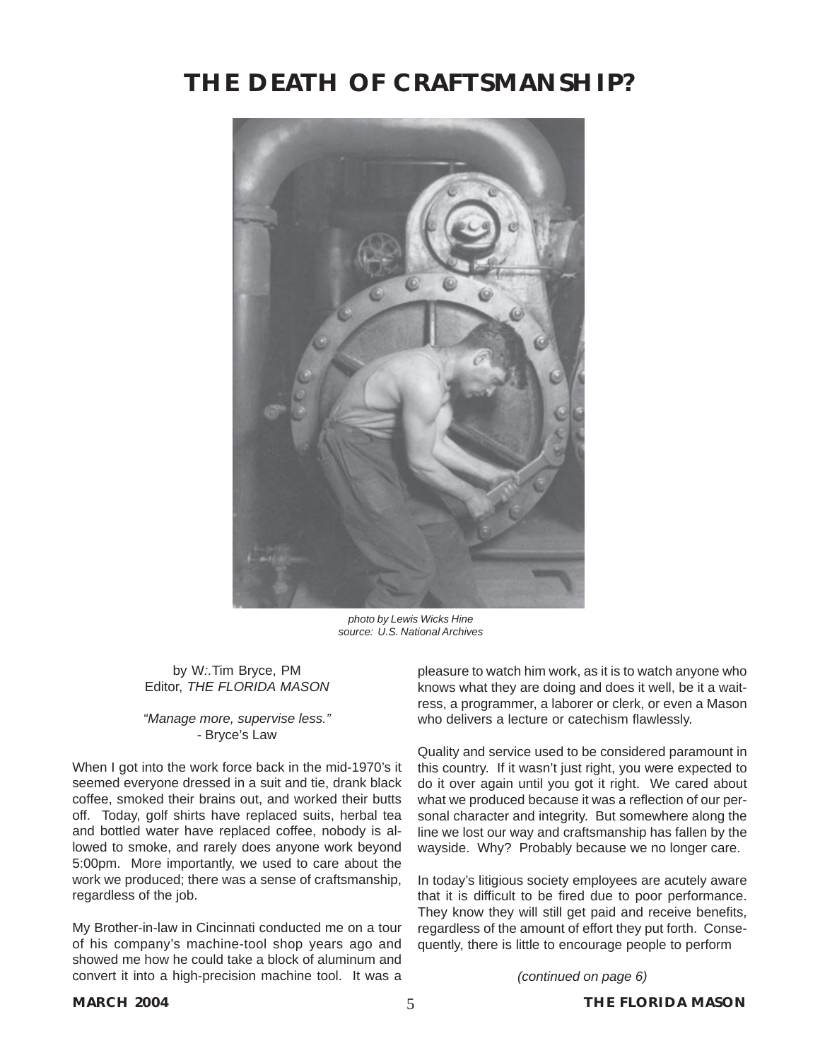# THE DEATH OF CRAFTSMANSHIP?

*photo by Lewis Wicks Hine*
*source: U.S. National Archives*

by W:.Tim Bryce, PM
Editor, *THE FLORIDA MASON*

*"Manage more, supervise less."*
- Bryce's Law

When I got into the work force back in the mid-1970's it seemed everyone dressed in a suit and tie, drank black coffee, smoked their brains out, and worked their butts off. Today, golf shirts have replaced suits, herbal tea and bottled water have replaced coffee, nobody is allowed to smoke, and rarely does anyone work beyond 5:00pm. More importantly, we used to care about the work we produced; there was a sense of craftsmanship, regardless of the job.

My Brother-in-law in Cincinnati conducted me on a tour of his company's machine-tool shop years ago and showed me how he could take a block of aluminum and convert it into a high-precision machine tool. It was a pleasure to watch him work, as it is to watch anyone who knows what they are doing and does it well, be it a waitress, a programmer, a laborer or clerk, or even a Mason who delivers a lecture or catechism flawlessly.

Quality and service used to be considered paramount in this country. If it wasn't just right, you were expected to do it over again until you got it right. We cared about what we produced because it was a reflection of our personal character and integrity. But somewhere along the line we lost our way and craftsmanship has fallen by the wayside. Why? Probably because we no longer care.

In today's litigious society employees are acutely aware that it is difficult to be fired due to poor performance. They know they will still get paid and receive benefits, regardless of the amount of effort they put forth. Consequently, there is little to encourage people to perform

*(continued on page 6)*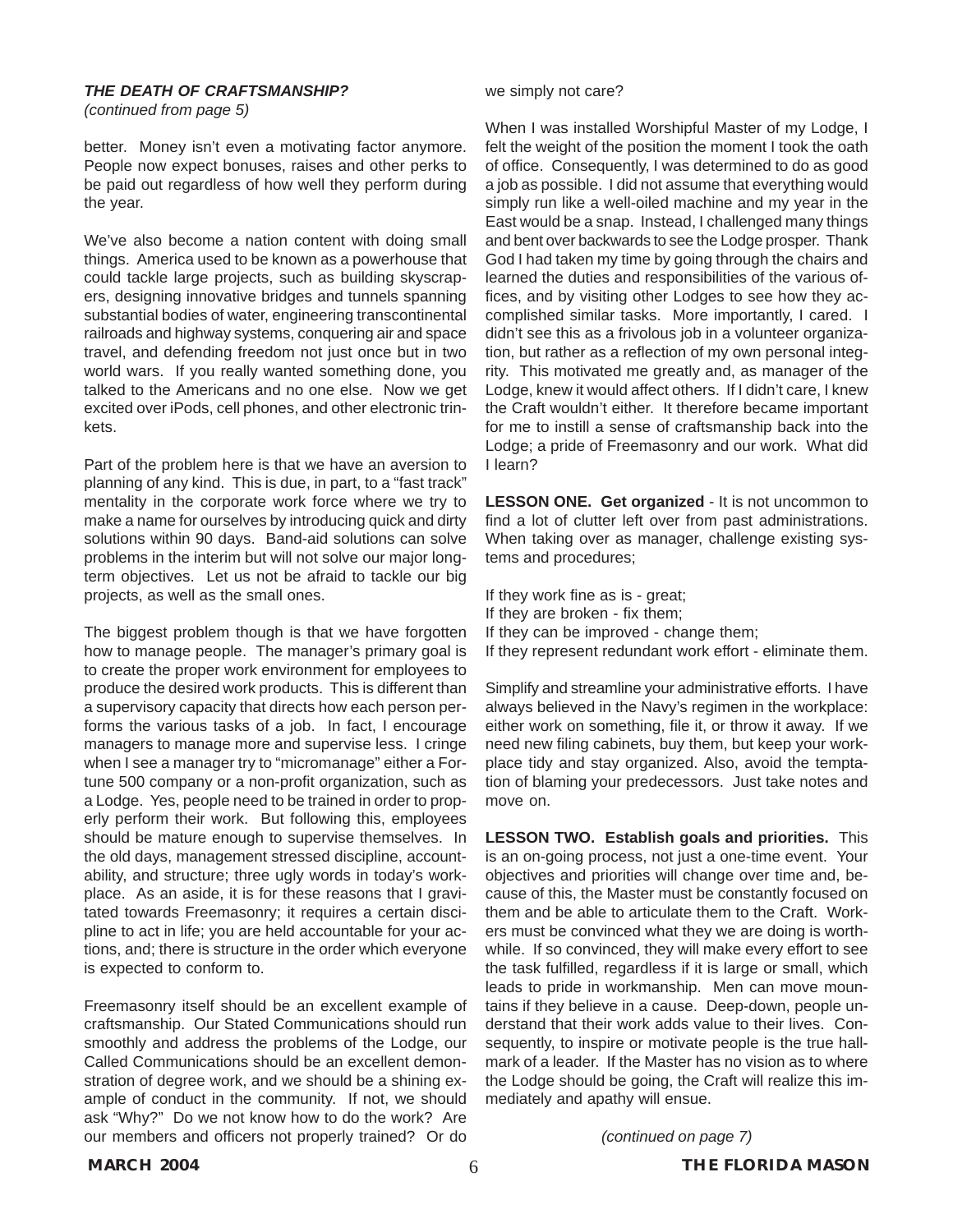***THE DEATH OF CRAFTSMANSHIP?***
*(continued from page 5)*

better. Money isn't even a motivating factor anymore. People now expect bonuses, raises and other perks to be paid out regardless of how well they perform during the year.

We've also become a nation content with doing small things. America used to be known as a powerhouse that could tackle large projects, such as building skyscrapers, designing innovative bridges and tunnels spanning substantial bodies of water, engineering transcontinental railroads and highway systems, conquering air and space travel, and defending freedom not just once but in two world wars. If you really wanted something done, you talked to the Americans and no one else. Now we get excited over iPods, cell phones, and other electronic trinkets.

Part of the problem here is that we have an aversion to planning of any kind. This is due, in part, to a "fast track" mentality in the corporate work force where we try to make a name for ourselves by introducing quick and dirty solutions within 90 days. Band-aid solutions can solve problems in the interim but will not solve our major long-term objectives. Let us not be afraid to tackle our big projects, as well as the small ones.

The biggest problem though is that we have forgotten how to manage people. The manager's primary goal is to create the proper work environment for employees to produce the desired work products. This is different than a supervisory capacity that directs how each person performs the various tasks of a job. In fact, I encourage managers to manage more and supervise less. I cringe when I see a manager try to "micromanage" either a Fortune 500 company or a non-profit organization, such as a Lodge. Yes, people need to be trained in order to properly perform their work. But following this, employees should be mature enough to supervise themselves. In the old days, management stressed discipline, accountability, and structure; three ugly words in today's workplace. As an aside, it is for these reasons that I gravitated towards Freemasonry; it requires a certain discipline to act in life; you are held accountable for your actions, and; there is structure in the order which everyone is expected to conform to.

Freemasonry itself should be an excellent example of craftsmanship. Our Stated Communications should run smoothly and address the problems of the Lodge, our Called Communications should be an excellent demonstration of degree work, and we should be a shining example of conduct in the community. If not, we should ask "Why?" Do we not know how to do the work? Are our members and officers not properly trained? Or do we simply not care?

When I was installed Worshipful Master of my Lodge, I felt the weight of the position the moment I took the oath of office. Consequently, I was determined to do as good a job as possible. I did not assume that everything would simply run like a well-oiled machine and my year in the East would be a snap. Instead, I challenged many things and bent over backwards to see the Lodge prosper. Thank God I had taken my time by going through the chairs and learned the duties and responsibilities of the various offices, and by visiting other Lodges to see how they accomplished similar tasks. More importantly, I cared. I didn't see this as a frivolous job in a volunteer organization, but rather as a reflection of my own personal integrity. This motivated me greatly and, as manager of the Lodge, knew it would affect others. If I didn't care, I knew the Craft wouldn't either. It therefore became important for me to instill a sense of craftsmanship back into the Lodge; a pride of Freemasonry and our work. What did I learn?

**LESSON ONE. Get organized** - It is not uncommon to find a lot of clutter left over from past administrations. When taking over as manager, challenge existing systems and procedures;

If they work fine as is - great;
If they are broken - fix them;
If they can be improved - change them;
If they represent redundant work effort - eliminate them.

Simplify and streamline your administrative efforts. I have always believed in the Navy's regimen in the workplace: either work on something, file it, or throw it away. If we need new filing cabinets, buy them, but keep your workplace tidy and stay organized. Also, avoid the temptation of blaming your predecessors. Just take notes and move on.

**LESSON TWO. Establish goals and priorities.** This is an on-going process, not just a one-time event. Your objectives and priorities will change over time and, because of this, the Master must be constantly focused on them and be able to articulate them to the Craft. Workers must be convinced what they we are doing is worthwhile. If so convinced, they will make every effort to see the task fulfilled, regardless if it is large or small, which leads to pride in workmanship. Men can move mountains if they believe in a cause. Deep-down, people understand that their work adds value to their lives. Consequently, to inspire or motivate people is the true hallmark of a leader. If the Master has no vision as to where the Lodge should be going, the Craft will realize this immediately and apathy will ensue.

*(continued on page 7)*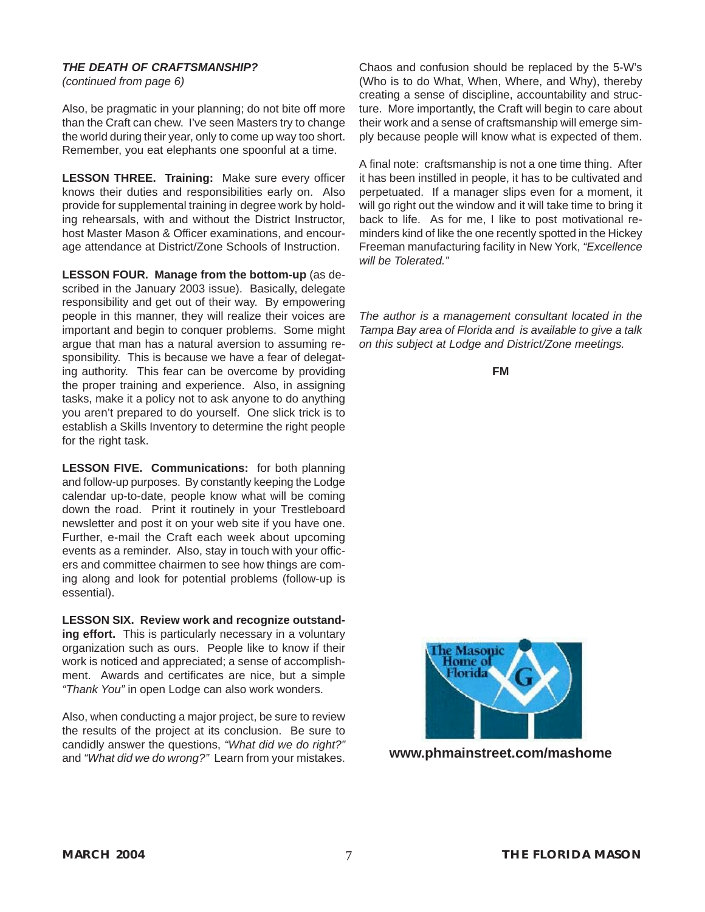***THE DEATH OF CRAFTSMANSHIP?***

*(continued from page 6)*

Also, be pragmatic in your planning; do not bite off more than the Craft can chew. I've seen Masters try to change the world during their year, only to come up way too short. Remember, you eat elephants one spoonful at a time.

**LESSON THREE. Training:** Make sure every officer knows their duties and responsibilities early on. Also provide for supplemental training in degree work by holding rehearsals, with and without the District Instructor, host Master Mason & Officer examinations, and encourage attendance at District/Zone Schools of Instruction.

**LESSON FOUR. Manage from the bottom-up** (as described in the January 2003 issue). Basically, delegate responsibility and get out of their way. By empowering people in this manner, they will realize their voices are important and begin to conquer problems. Some might argue that man has a natural aversion to assuming responsibility. This is because we have a fear of delegating authority. This fear can be overcome by providing the proper training and experience. Also, in assigning tasks, make it a policy not to ask anyone to do anything you aren't prepared to do yourself. One slick trick is to establish a Skills Inventory to determine the right people for the right task.

**LESSON FIVE. Communications:** for both planning and follow-up purposes. By constantly keeping the Lodge calendar up-to-date, people know what will be coming down the road. Print it routinely in your Trestleboard newsletter and post it on your web site if you have one. Further, e-mail the Craft each week about upcoming events as a reminder. Also, stay in touch with your officers and committee chairmen to see how things are coming along and look for potential problems (follow-up is essential).

**LESSON SIX. Review work and recognize outstanding effort.** This is particularly necessary in a voluntary organization such as ours. People like to know if their work is noticed and appreciated; a sense of accomplishment. Awards and certificates are nice, but a simple *"Thank You"* in open Lodge can also work wonders.

Also, when conducting a major project, be sure to review the results of the project at its conclusion. Be sure to candidly answer the questions, *"What did we do right?"* and *"What did we do wrong?"* Learn from your mistakes.

Chaos and confusion should be replaced by the 5-W's (Who is to do What, When, Where, and Why), thereby creating a sense of discipline, accountability and structure. More importantly, the Craft will begin to care about their work and a sense of craftsmanship will emerge simply because people will know what is expected of them.

A final note: craftsmanship is not a one time thing. After it has been instilled in people, it has to be cultivated and perpetuated. If a manager slips even for a moment, it will go right out the window and it will take time to bring it back to life. As for me, I like to post motivational reminders kind of like the one recently spotted in the Hickey Freeman manufacturing facility in New York, *"Excellence will be Tolerated."*

*The author is a management consultant located in the Tampa Bay area of Florida and is available to give a talk on this subject at Lodge and District/Zone meetings.*

**FM**

The Masonic Home of Florida

**www.phmainstreet.com/mashome**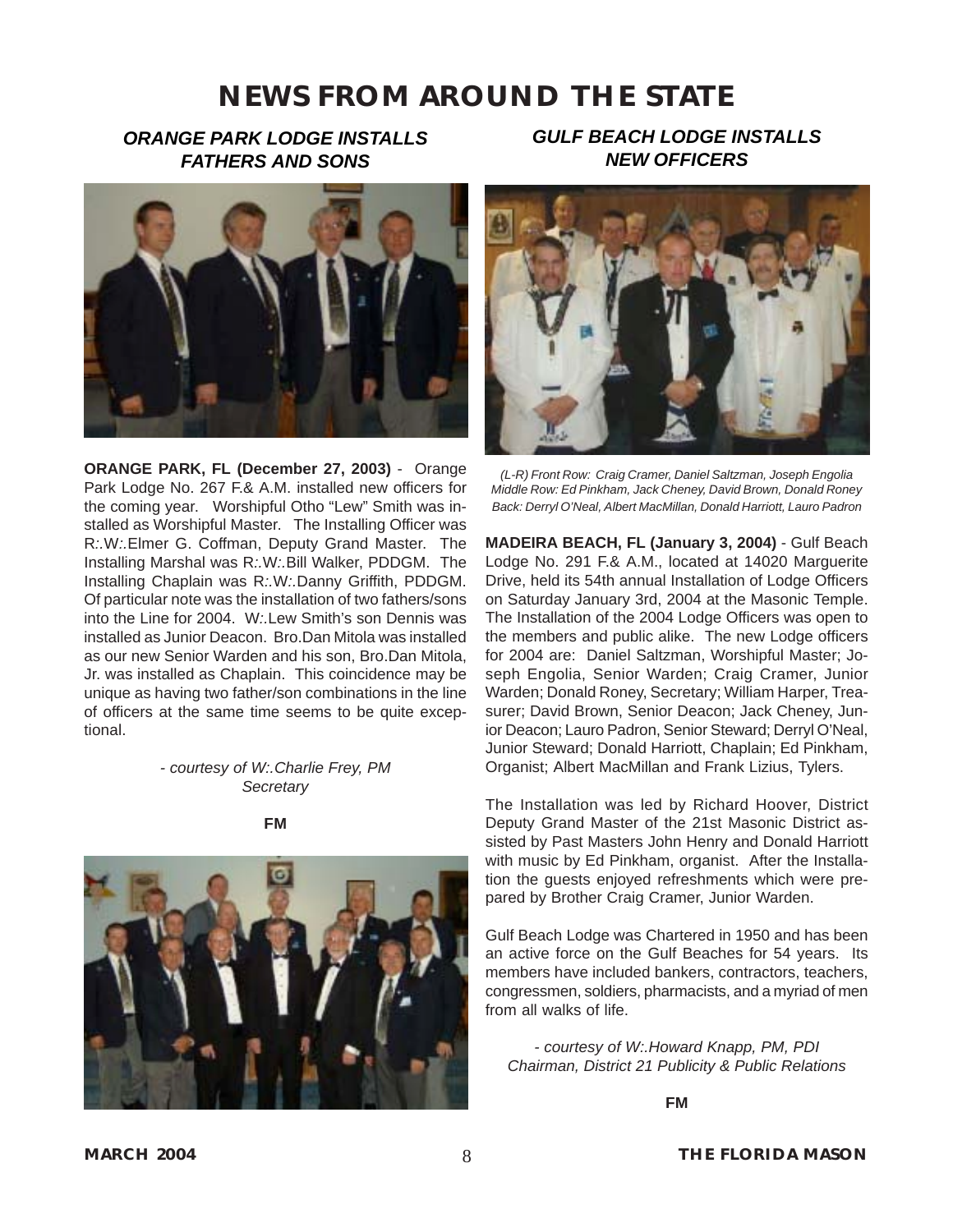# NEWS FROM AROUND THE STATE

## *ORANGE PARK LODGE INSTALLS FATHERS AND SONS*

**ORANGE PARK, FL (December 27, 2003)** - Orange Park Lodge No. 267 F.& A.M. installed new officers for the coming year. Worshipful Otho "Lew" Smith was installed as Worshipful Master. The Installing Officer was R:.W:.Elmer G. Coffman, Deputy Grand Master. The Installing Marshal was R:.W:.Bill Walker, PDDGM. The Installing Chaplain was R:.W:.Danny Griffith, PDDGM. Of particular note was the installation of two fathers/sons into the Line for 2004. W:.Lew Smith's son Dennis was installed as Junior Deacon. Bro.Dan Mitola was installed as our new Senior Warden and his son, Bro.Dan Mitola, Jr. was installed as Chaplain. This coincidence may be unique as having two father/son combinations in the line of officers at the same time seems to be quite exceptional.

*- courtesy of W:.Charlie Frey, PM Secretary*

**FM**

## *GULF BEACH LODGE INSTALLS NEW OFFICERS*

*(L-R) Front Row: Craig Cramer, Daniel Saltzman, Joseph Engolia*
*Middle Row: Ed Pinkham, Jack Cheney, David Brown, Donald Roney*
*Back: Derryl O'Neal, Albert MacMillan, Donald Harriott, Lauro Padron*

**MADEIRA BEACH, FL (January 3, 2004)** - Gulf Beach Lodge No. 291 F.& A.M., located at 14020 Marguerite Drive, held its 54th annual Installation of Lodge Officers on Saturday January 3rd, 2004 at the Masonic Temple. The Installation of the 2004 Lodge Officers was open to the members and public alike. The new Lodge officers for 2004 are: Daniel Saltzman, Worshipful Master; Joseph Engolia, Senior Warden; Craig Cramer, Junior Warden; Donald Roney, Secretary; William Harper, Treasurer; David Brown, Senior Deacon; Jack Cheney, Junior Deacon; Lauro Padron, Senior Steward; Derryl O'Neal, Junior Steward; Donald Harriott, Chaplain; Ed Pinkham, Organist; Albert MacMillan and Frank Lizius, Tylers.

The Installation was led by Richard Hoover, District Deputy Grand Master of the 21st Masonic District assisted by Past Masters John Henry and Donald Harriott with music by Ed Pinkham, organist. After the Installation the guests enjoyed refreshments which were prepared by Brother Craig Cramer, Junior Warden.

Gulf Beach Lodge was Chartered in 1950 and has been an active force on the Gulf Beaches for 54 years. Its members have included bankers, contractors, teachers, congressmen, soldiers, pharmacists, and a myriad of men from all walks of life.

*- courtesy of W:.Howard Knapp, PM, PDI Chairman, District 21 Publicity & Public Relations*

**FM**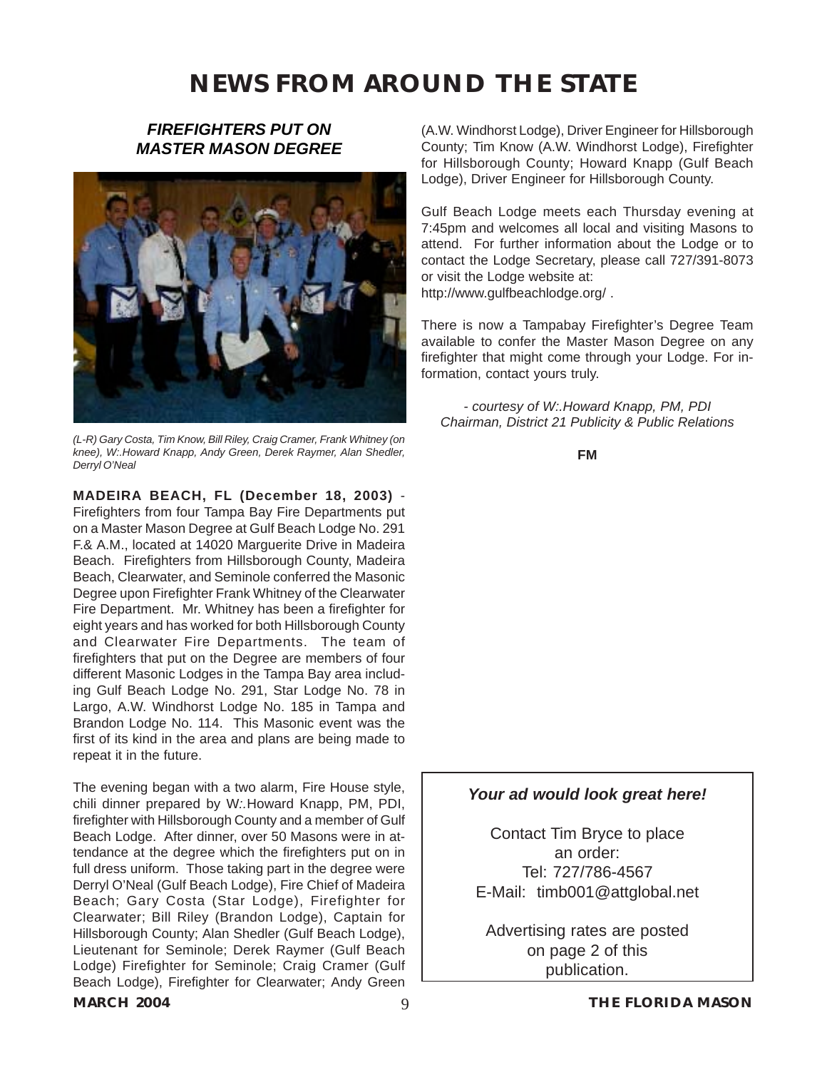# NEWS FROM AROUND THE STATE

## *FIREFIGHTERS PUT ON MASTER MASON DEGREE*

*(L-R) Gary Costa, Tim Know, Bill Riley, Craig Cramer, Frank Whitney (on knee), W:.Howard Knapp, Andy Green, Derek Raymer, Alan Shedler, Derryl O'Neal*

**MADEIRA BEACH, FL (December 18, 2003)** - Firefighters from four Tampa Bay Fire Departments put on a Master Mason Degree at Gulf Beach Lodge No. 291 F.& A.M., located at 14020 Marguerite Drive in Madeira Beach. Firefighters from Hillsborough County, Madeira Beach, Clearwater, and Seminole conferred the Masonic Degree upon Firefighter Frank Whitney of the Clearwater Fire Department. Mr. Whitney has been a firefighter for eight years and has worked for both Hillsborough County and Clearwater Fire Departments. The team of firefighters that put on the Degree are members of four different Masonic Lodges in the Tampa Bay area including Gulf Beach Lodge No. 291, Star Lodge No. 78 in Largo, A.W. Windhorst Lodge No. 185 in Tampa and Brandon Lodge No. 114. This Masonic event was the first of its kind in the area and plans are being made to repeat it in the future.

The evening began with a two alarm, Fire House style, chili dinner prepared by W:.Howard Knapp, PM, PDI, firefighter with Hillsborough County and a member of Gulf Beach Lodge. After dinner, over 50 Masons were in attendance at the degree which the firefighters put on in full dress uniform. Those taking part in the degree were Derryl O'Neal (Gulf Beach Lodge), Fire Chief of Madeira Beach; Gary Costa (Star Lodge), Firefighter for Clearwater; Bill Riley (Brandon Lodge), Captain for Hillsborough County; Alan Shedler (Gulf Beach Lodge), Lieutenant for Seminole; Derek Raymer (Gulf Beach Lodge) Firefighter for Seminole; Craig Cramer (Gulf Beach Lodge), Firefighter for Clearwater; Andy Green (A.W. Windhorst Lodge), Driver Engineer for Hillsborough County; Tim Know (A.W. Windhorst Lodge), Firefighter for Hillsborough County; Howard Knapp (Gulf Beach Lodge), Driver Engineer for Hillsborough County.

Gulf Beach Lodge meets each Thursday evening at 7:45pm and welcomes all local and visiting Masons to attend. For further information about the Lodge or to contact the Lodge Secretary, please call 727/391-8073 or visit the Lodge website at:
http://www.gulfbeachlodge.org/ .

There is now a Tampabay Firefighter's Degree Team available to confer the Master Mason Degree on any firefighter that might come through your Lodge. For information, contact yours truly.

*- courtesy of W:.Howard Knapp, PM, PDI*
*Chairman, District 21 Publicity & Public Relations*

**FM**

***Your ad would look great here!***

Contact Tim Bryce to place an order:
Tel: 727/786-4567
E-Mail: timb001@attglobal.net

Advertising rates are posted on page 2 of this publication.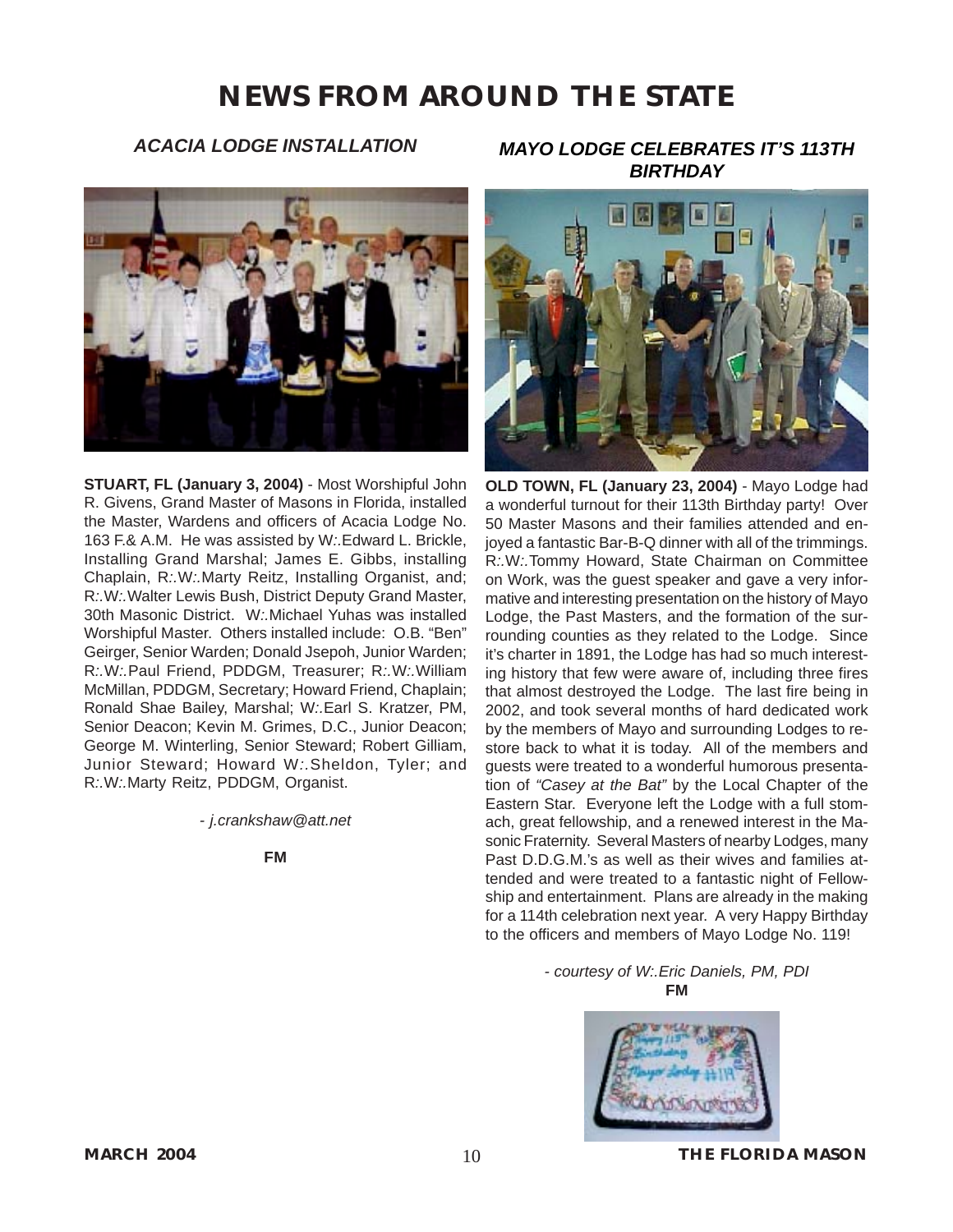# NEWS FROM AROUND THE STATE

## *ACACIA LODGE INSTALLATION*

**STUART, FL (January 3, 2004)** - Most Worshipful John R. Givens, Grand Master of Masons in Florida, installed the Master, Wardens and officers of Acacia Lodge No. 163 F.& A.M. He was assisted by W:.Edward L. Brickle, Installing Grand Marshal; James E. Gibbs, installing Chaplain, R:.W:.Marty Reitz, Installing Organist, and; R:.W:.Walter Lewis Bush, District Deputy Grand Master, 30th Masonic District. W:.Michael Yuhas was installed Worshipful Master. Others installed include: O.B. "Ben" Geirger, Senior Warden; Donald Jsepoh, Junior Warden; R:.W:.Paul Friend, PDDGM, Treasurer; R:.W:.William McMillan, PDDGM, Secretary; Howard Friend, Chaplain; Ronald Shae Bailey, Marshal; W:.Earl S. Kratzer, PM, Senior Deacon; Kevin M. Grimes, D.C., Junior Deacon; George M. Winterling, Senior Steward; Robert Gilliam, Junior Steward; Howard W:.Sheldon, Tyler; and R:.W:.Marty Reitz, PDDGM, Organist.

*- j.crankshaw@att.net*

**FM**

## *MAYO LODGE CELEBRATES IT'S 113TH BIRTHDAY*

**OLD TOWN, FL (January 23, 2004)** - Mayo Lodge had a wonderful turnout for their 113th Birthday party! Over 50 Master Masons and their families attended and enjoyed a fantastic Bar-B-Q dinner with all of the trimmings. R:.W:.Tommy Howard, State Chairman on Committee on Work, was the guest speaker and gave a very informative and interesting presentation on the history of Mayo Lodge, the Past Masters, and the formation of the surrounding counties as they related to the Lodge. Since it's charter in 1891, the Lodge has had so much interesting history that few were aware of, including three fires that almost destroyed the Lodge. The last fire being in 2002, and took several months of hard dedicated work by the members of Mayo and surrounding Lodges to restore back to what it is today. All of the members and guests were treated to a wonderful humorous presentation of *"Casey at the Bat"* by the Local Chapter of the Eastern Star. Everyone left the Lodge with a full stomach, great fellowship, and a renewed interest in the Masonic Fraternity. Several Masters of nearby Lodges, many Past D.D.G.M.'s as well as their wives and families attended and were treated to a fantastic night of Fellowship and entertainment. Plans are already in the making for a 114th celebration next year. A very Happy Birthday to the officers and members of Mayo Lodge No. 119!

*- courtesy of W:.Eric Daniels, PM, PDI*

**FM**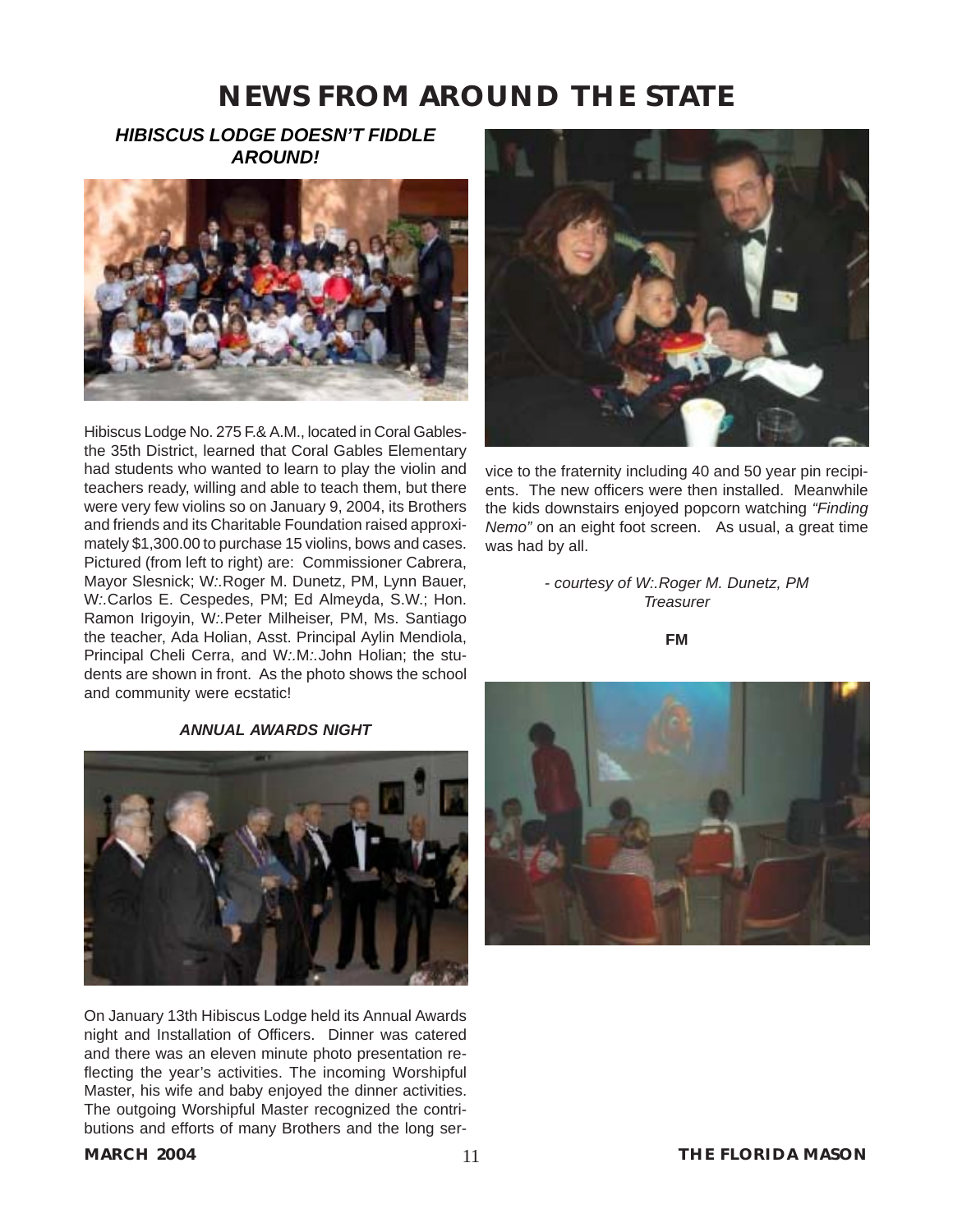# NEWS FROM AROUND THE STATE

### *HIBISCUS LODGE DOESN'T FIDDLE AROUND!*

Hibiscus Lodge No. 275 F.& A.M., located in Coral Gables-the 35th District, learned that Coral Gables Elementary had students who wanted to learn to play the violin and teachers ready, willing and able to teach them, but there were very few violins so on January 9, 2004, its Brothers and friends and its Charitable Foundation raised approximately $1,300.00 to purchase 15 violins, bows and cases. Pictured (from left to right) are: Commissioner Cabrera, Mayor Slesnick; W:.Roger M. Dunetz, PM, Lynn Bauer, W:.Carlos E. Cespedes, PM; Ed Almeyda, S.W.; Hon. Ramon Irigoyin, W:.Peter Milheiser, PM, Ms. Santiago the teacher, Ada Holian, Asst. Principal Aylin Mendiola, Principal Cheli Cerra, and W:.M:.John Holian; the students are shown in front. As the photo shows the school and community were ecstatic!

### *ANNUAL AWARDS NIGHT*

On January 13th Hibiscus Lodge held its Annual Awards night and Installation of Officers. Dinner was catered and there was an eleven minute photo presentation reflecting the year's activities. The incoming Worshipful Master, his wife and baby enjoyed the dinner activities. The outgoing Worshipful Master recognized the contributions and efforts of many Brothers and the long service to the fraternity including 40 and 50 year pin recipients. The new officers were then installed. Meanwhile the kids downstairs enjoyed popcorn watching *"Finding Nemo"* on an eight foot screen. As usual, a great time was had by all.

*- courtesy of W:.Roger M. Dunetz, PM Treasurer*

**FM**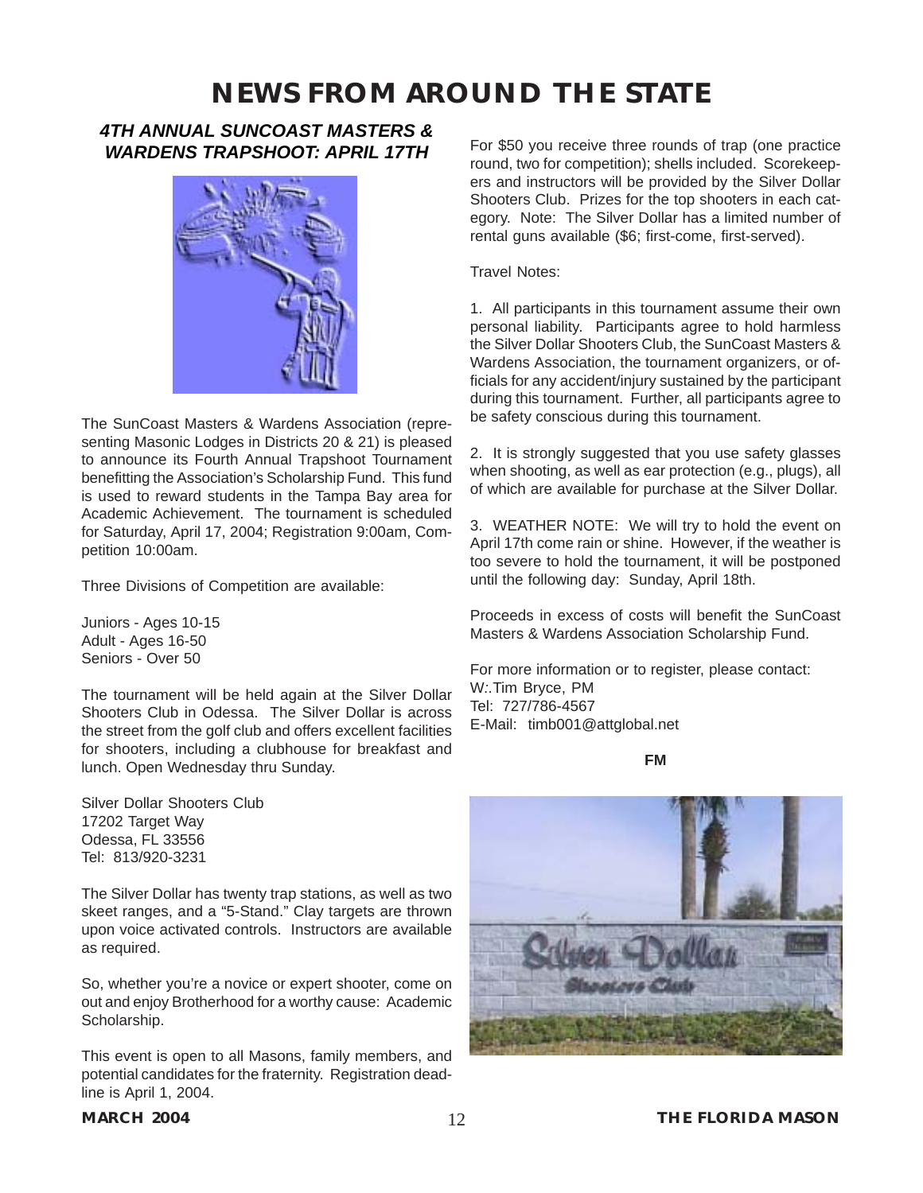# NEWS FROM AROUND THE STATE

## *4TH ANNUAL SUNCOAST MASTERS & WARDENS TRAPSHOOT: APRIL 17TH*

The SunCoast Masters & Wardens Association (representing Masonic Lodges in Districts 20 & 21) is pleased to announce its Fourth Annual Trapshoot Tournament benefitting the Association's Scholarship Fund. This fund is used to reward students in the Tampa Bay area for Academic Achievement. The tournament is scheduled for Saturday, April 17, 2004; Registration 9:00am, Competition 10:00am.

Three Divisions of Competition are available:

Juniors - Ages 10-15
Adult - Ages 16-50
Seniors - Over 50

The tournament will be held again at the Silver Dollar Shooters Club in Odessa. The Silver Dollar is across the street from the golf club and offers excellent facilities for shooters, including a clubhouse for breakfast and lunch. Open Wednesday thru Sunday.

Silver Dollar Shooters Club
17202 Target Way
Odessa, FL 33556
Tel: 813/920-3231

The Silver Dollar has twenty trap stations, as well as two skeet ranges, and a "5-Stand." Clay targets are thrown upon voice activated controls. Instructors are available as required.

So, whether you're a novice or expert shooter, come on out and enjoy Brotherhood for a worthy cause: Academic Scholarship.

This event is open to all Masons, family members, and potential candidates for the fraternity. Registration deadline is April 1, 2004.

For $50 you receive three rounds of trap (one practice round, two for competition); shells included. Scorekeepers and instructors will be provided by the Silver Dollar Shooters Club. Prizes for the top shooters in each category. Note: The Silver Dollar has a limited number of rental guns available ($6; first-come, first-served).

Travel Notes:

1. All participants in this tournament assume their own personal liability. Participants agree to hold harmless the Silver Dollar Shooters Club, the SunCoast Masters & Wardens Association, the tournament organizers, or officials for any accident/injury sustained by the participant during this tournament. Further, all participants agree to be safety conscious during this tournament.

2. It is strongly suggested that you use safety glasses when shooting, as well as ear protection (e.g., plugs), all of which are available for purchase at the Silver Dollar.

3. WEATHER NOTE: We will try to hold the event on April 17th come rain or shine. However, if the weather is too severe to hold the tournament, it will be postponed until the following day: Sunday, April 18th.

Proceeds in excess of costs will benefit the SunCoast Masters & Wardens Association Scholarship Fund.

For more information or to register, please contact:
W:.Tim Bryce, PM
Tel: 727/786-4567
E-Mail: timb001@attglobal.net

**FM**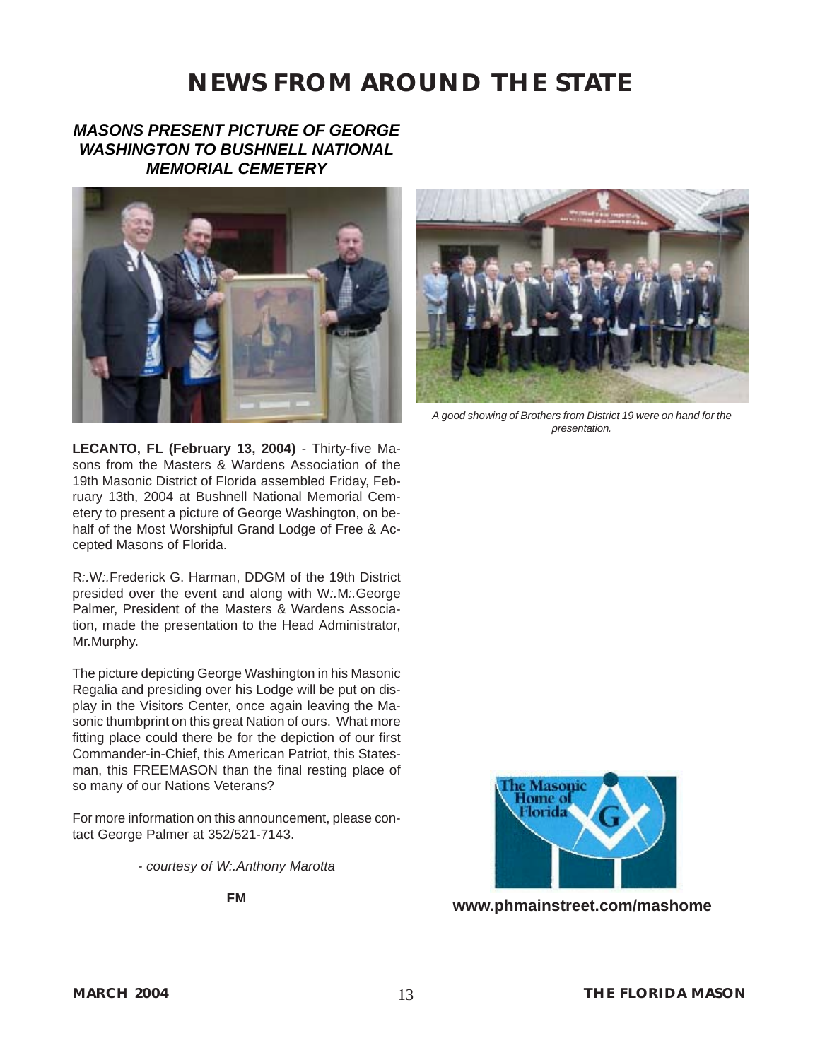# NEWS FROM AROUND THE STATE

## *MASONS PRESENT PICTURE OF GEORGE WASHINGTON TO BUSHNELL NATIONAL MEMORIAL CEMETERY*

*A good showing of Brothers from District 19 were on hand for the presentation.*

**LECANTO, FL (February 13, 2004)** - Thirty-five Masons from the Masters & Wardens Association of the 19th Masonic District of Florida assembled Friday, February 13th, 2004 at Bushnell National Memorial Cemetery to present a picture of George Washington, on behalf of the Most Worshipful Grand Lodge of Free & Accepted Masons of Florida.

R:.W:.Frederick G. Harman, DDGM of the 19th District presided over the event and along with W:.M:.George Palmer, President of the Masters & Wardens Association, made the presentation to the Head Administrator, Mr.Murphy.

The picture depicting George Washington in his Masonic Regalia and presiding over his Lodge will be put on display in the Visitors Center, once again leaving the Masonic thumbprint on this great Nation of ours. What more fitting place could there be for the depiction of our first Commander-in-Chief, this American Patriot, this Statesman, this FREEMASON than the final resting place of so many of our Nations Veterans?

For more information on this announcement, please contact George Palmer at 352/521-7143.

*- courtesy of W:.Anthony Marotta*

**FM**

**www.phmainstreet.com/mashome**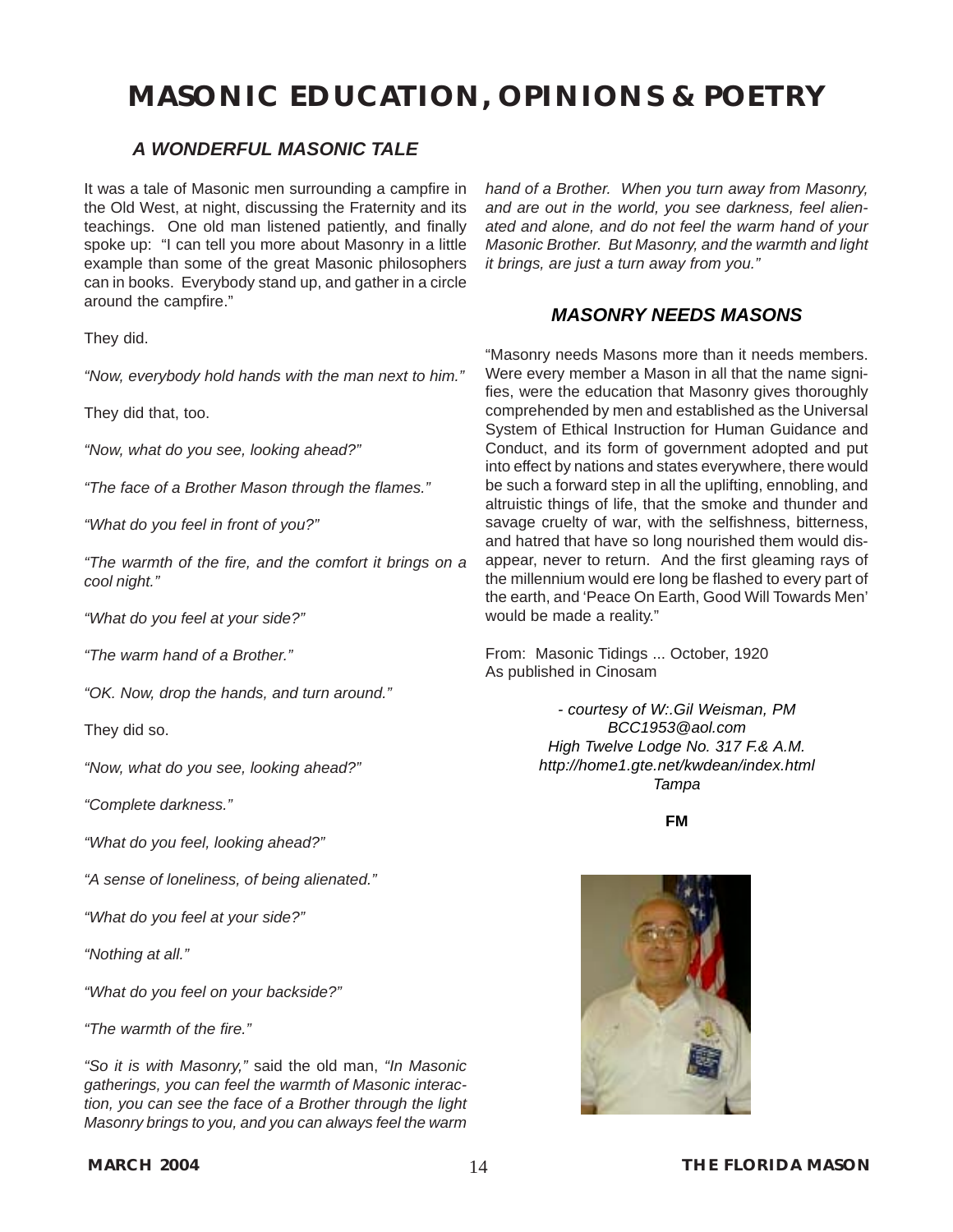# MASONIC EDUCATION, OPINIONS & POETRY

## *A WONDERFUL MASONIC TALE*

It was a tale of Masonic men surrounding a campfire in the Old West, at night, discussing the Fraternity and its teachings. One old man listened patiently, and finally spoke up: "I can tell you more about Masonry in a little example than some of the great Masonic philosophers can in books. Everybody stand up, and gather in a circle around the campfire."

They did.

*"Now, everybody hold hands with the man next to him."*

They did that, too.

*"Now, what do you see, looking ahead?"*

*"The face of a Brother Mason through the flames."*

*"What do you feel in front of you?"*

*"The warmth of the fire, and the comfort it brings on a cool night."*

*"What do you feel at your side?"*

*"The warm hand of a Brother."*

*"OK. Now, drop the hands, and turn around."*

They did so.

*"Now, what do you see, looking ahead?"*

*"Complete darkness."*

*"What do you feel, looking ahead?"*

*"A sense of loneliness, of being alienated."*

*"What do you feel at your side?"*

*"Nothing at all."*

*"What do you feel on your backside?"*

*"The warmth of the fire."*

*"So it is with Masonry,"* said the old man, *"In Masonic gatherings, you can feel the warmth of Masonic interaction, you can see the face of a Brother through the light Masonry brings to you, and you can always feel the warm hand of a Brother. When you turn away from Masonry, and are out in the world, you see darkness, feel alienated and alone, and do not feel the warm hand of your Masonic Brother. But Masonry, and the warmth and light it brings, are just a turn away from you."*

## *MASONRY NEEDS MASONS*

"Masonry needs Masons more than it needs members. Were every member a Mason in all that the name signifies, were the education that Masonry gives thoroughly comprehended by men and established as the Universal System of Ethical Instruction for Human Guidance and Conduct, and its form of government adopted and put into effect by nations and states everywhere, there would be such a forward step in all the uplifting, ennobling, and altruistic things of life, that the smoke and thunder and savage cruelty of war, with the selfishness, bitterness, and hatred that have so long nourished them would disappear, never to return. And the first gleaming rays of the millennium would ere long be flashed to every part of the earth, and 'Peace On Earth, Good Will Towards Men' would be made a reality."

From: Masonic Tidings ... October, 1920
As published in Cinosam

*- courtesy of W:.Gil Weisman, PM*
*BCC1953@aol.com*
*High Twelve Lodge No. 317 F.& A.M.*
*http://home1.gte.net/kwdean/index.html*
*Tampa*

**FM**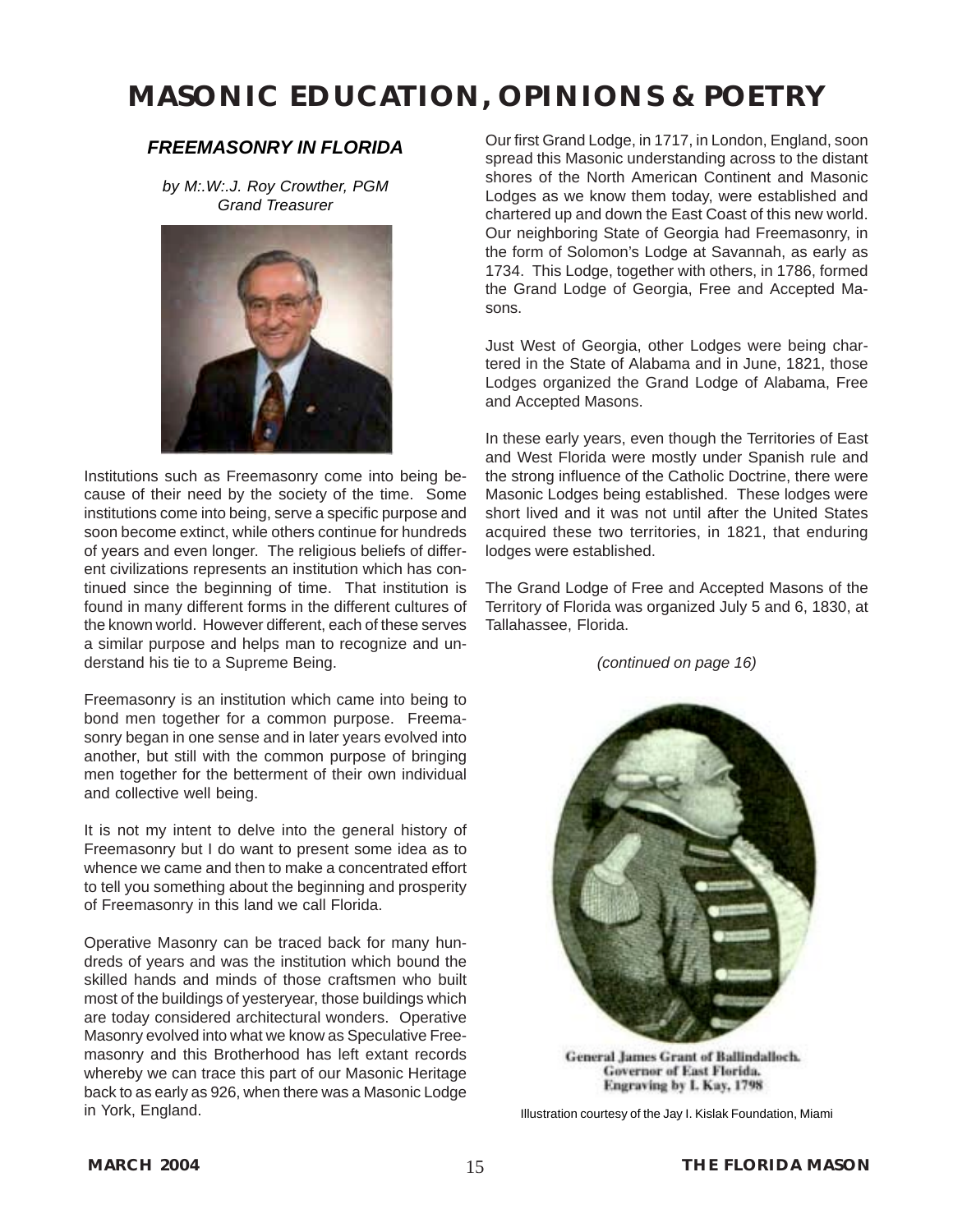# MASONIC EDUCATION, OPINIONS & POETRY

## FREEMASONRY IN FLORIDA

*by M:.W:.J. Roy Crowther, PGM*
*Grand Treasurer*

Institutions such as Freemasonry come into being because of their need by the society of the time. Some institutions come into being, serve a specific purpose and soon become extinct, while others continue for hundreds of years and even longer. The religious beliefs of different civilizations represents an institution which has continued since the beginning of time. That institution is found in many different forms in the different cultures of the known world. However different, each of these serves a similar purpose and helps man to recognize and understand his tie to a Supreme Being.

Freemasonry is an institution which came into being to bond men together for a common purpose. Freemasonry began in one sense and in later years evolved into another, but still with the common purpose of bringing men together for the betterment of their own individual and collective well being.

It is not my intent to delve into the general history of Freemasonry but I do want to present some idea as to whence we came and then to make a concentrated effort to tell you something about the beginning and prosperity of Freemasonry in this land we call Florida.

Operative Masonry can be traced back for many hundreds of years and was the institution which bound the skilled hands and minds of those craftsmen who built most of the buildings of yesteryear, those buildings which are today considered architectural wonders. Operative Masonry evolved into what we know as Speculative Freemasonry and this Brotherhood has left extant records whereby we can trace this part of our Masonic Heritage back to as early as 926, when there was a Masonic Lodge in York, England.

Our first Grand Lodge, in 1717, in London, England, soon spread this Masonic understanding across to the distant shores of the North American Continent and Masonic Lodges as we know them today, were established and chartered up and down the East Coast of this new world. Our neighboring State of Georgia had Freemasonry, in the form of Solomon's Lodge at Savannah, as early as 1734. This Lodge, together with others, in 1786, formed the Grand Lodge of Georgia, Free and Accepted Masons.

Just West of Georgia, other Lodges were being chartered in the State of Alabama and in June, 1821, those Lodges organized the Grand Lodge of Alabama, Free and Accepted Masons.

In these early years, even though the Territories of East and West Florida were mostly under Spanish rule and the strong influence of the Catholic Doctrine, there were Masonic Lodges being established. These lodges were short lived and it was not until after the United States acquired these two territories, in 1821, that enduring lodges were established.

The Grand Lodge of Free and Accepted Masons of the Territory of Florida was organized July 5 and 6, 1830, at Tallahassee, Florida.

*(continued on page 16)*

General James Grant of Ballindalloch.
Governor of East Florida.
Engraving by I. Kay, 1798

Illustration courtesy of the Jay I. Kislak Foundation, Miami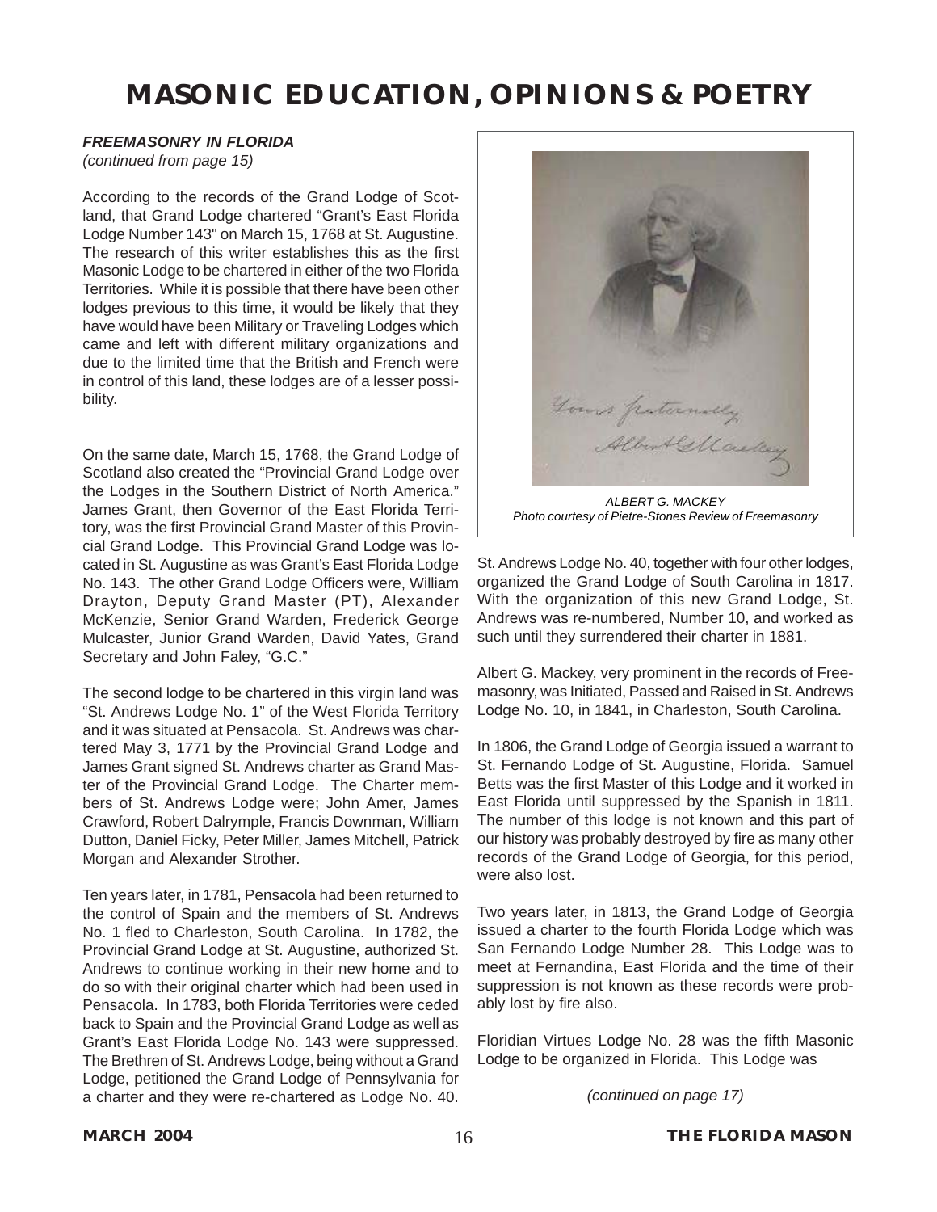# MASONIC EDUCATION, OPINIONS & POETRY

***FREEMASONRY IN FLORIDA***
*(continued from page 15)*

According to the records of the Grand Lodge of Scotland, that Grand Lodge chartered "Grant's East Florida Lodge Number 143" on March 15, 1768 at St. Augustine. The research of this writer establishes this as the first Masonic Lodge to be chartered in either of the two Florida Territories. While it is possible that there have been other lodges previous to this time, it would be likely that they have would have been Military or Traveling Lodges which came and left with different military organizations and due to the limited time that the British and French were in control of this land, these lodges are of a lesser possibility.

On the same date, March 15, 1768, the Grand Lodge of Scotland also created the "Provincial Grand Lodge over the Lodges in the Southern District of North America." James Grant, then Governor of the East Florida Territory, was the first Provincial Grand Master of this Provincial Grand Lodge. This Provincial Grand Lodge was located in St. Augustine as was Grant's East Florida Lodge No. 143. The other Grand Lodge Officers were, William Drayton, Deputy Grand Master (PT), Alexander McKenzie, Senior Grand Warden, Frederick George Mulcaster, Junior Grand Warden, David Yates, Grand Secretary and John Faley, "G.C."

The second lodge to be chartered in this virgin land was "St. Andrews Lodge No. 1" of the West Florida Territory and it was situated at Pensacola. St. Andrews was chartered May 3, 1771 by the Provincial Grand Lodge and James Grant signed St. Andrews charter as Grand Master of the Provincial Grand Lodge. The Charter members of St. Andrews Lodge were; John Amer, James Crawford, Robert Dalrymple, Francis Downman, William Dutton, Daniel Ficky, Peter Miller, James Mitchell, Patrick Morgan and Alexander Strother.

Ten years later, in 1781, Pensacola had been returned to the control of Spain and the members of St. Andrews No. 1 fled to Charleston, South Carolina. In 1782, the Provincial Grand Lodge at St. Augustine, authorized St. Andrews to continue working in their new home and to do so with their original charter which had been used in Pensacola. In 1783, both Florida Territories were ceded back to Spain and the Provincial Grand Lodge as well as Grant's East Florida Lodge No. 143 were suppressed. The Brethren of St. Andrews Lodge, being without a Grand Lodge, petitioned the Grand Lodge of Pennsylvania for a charter and they were re-chartered as Lodge No. 40.

*ALBERT G. MACKEY*
*Photo courtesy of Pietre-Stones Review of Freemasonry*

St. Andrews Lodge No. 40, together with four other lodges, organized the Grand Lodge of South Carolina in 1817. With the organization of this new Grand Lodge, St. Andrews was re-numbered, Number 10, and worked as such until they surrendered their charter in 1881.

Albert G. Mackey, very prominent in the records of Freemasonry, was Initiated, Passed and Raised in St. Andrews Lodge No. 10, in 1841, in Charleston, South Carolina.

In 1806, the Grand Lodge of Georgia issued a warrant to St. Fernando Lodge of St. Augustine, Florida. Samuel Betts was the first Master of this Lodge and it worked in East Florida until suppressed by the Spanish in 1811. The number of this lodge is not known and this part of our history was probably destroyed by fire as many other records of the Grand Lodge of Georgia, for this period, were also lost.

Two years later, in 1813, the Grand Lodge of Georgia issued a charter to the fourth Florida Lodge which was San Fernando Lodge Number 28. This Lodge was to meet at Fernandina, East Florida and the time of their suppression is not known as these records were probably lost by fire also.

Floridian Virtues Lodge No. 28 was the fifth Masonic Lodge to be organized in Florida. This Lodge was

*(continued on page 17)*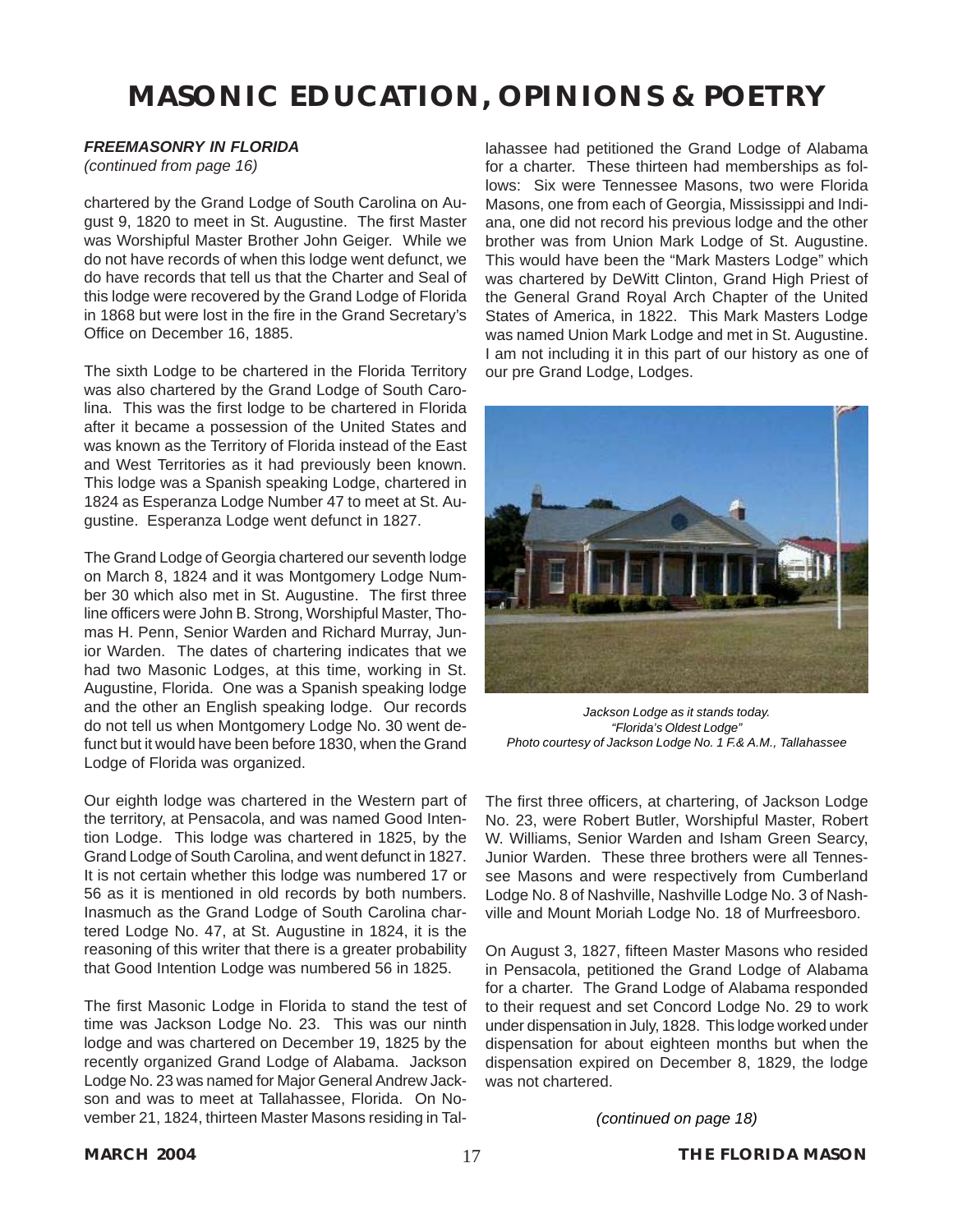# MASONIC EDUCATION, OPINIONS & POETRY

***FREEMASONRY IN FLORIDA***

*(continued from page 16)*

chartered by the Grand Lodge of South Carolina on August 9, 1820 to meet in St. Augustine. The first Master was Worshipful Master Brother John Geiger. While we do not have records of when this lodge went defunct, we do have records that tell us that the Charter and Seal of this lodge were recovered by the Grand Lodge of Florida in 1868 but were lost in the fire in the Grand Secretary's Office on December 16, 1885.

The sixth Lodge to be chartered in the Florida Territory was also chartered by the Grand Lodge of South Carolina. This was the first lodge to be chartered in Florida after it became a possession of the United States and was known as the Territory of Florida instead of the East and West Territories as it had previously been known. This lodge was a Spanish speaking Lodge, chartered in 1824 as Esperanza Lodge Number 47 to meet at St. Augustine. Esperanza Lodge went defunct in 1827.

The Grand Lodge of Georgia chartered our seventh lodge on March 8, 1824 and it was Montgomery Lodge Number 30 which also met in St. Augustine. The first three line officers were John B. Strong, Worshipful Master, Thomas H. Penn, Senior Warden and Richard Murray, Junior Warden. The dates of chartering indicates that we had two Masonic Lodges, at this time, working in St. Augustine, Florida. One was a Spanish speaking lodge and the other an English speaking lodge. Our records do not tell us when Montgomery Lodge No. 30 went defunct but it would have been before 1830, when the Grand Lodge of Florida was organized.

Our eighth lodge was chartered in the Western part of the territory, at Pensacola, and was named Good Intention Lodge. This lodge was chartered in 1825, by the Grand Lodge of South Carolina, and went defunct in 1827. It is not certain whether this lodge was numbered 17 or 56 as it is mentioned in old records by both numbers. Inasmuch as the Grand Lodge of South Carolina chartered Lodge No. 47, at St. Augustine in 1824, it is the reasoning of this writer that there is a greater probability that Good Intention Lodge was numbered 56 in 1825.

The first Masonic Lodge in Florida to stand the test of time was Jackson Lodge No. 23. This was our ninth lodge and was chartered on December 19, 1825 by the recently organized Grand Lodge of Alabama. Jackson Lodge No. 23 was named for Major General Andrew Jackson and was to meet at Tallahassee, Florida. On November 21, 1824, thirteen Master Masons residing in Tallahassee had petitioned the Grand Lodge of Alabama for a charter. These thirteen had memberships as follows: Six were Tennessee Masons, two were Florida Masons, one from each of Georgia, Mississippi and Indiana, one did not record his previous lodge and the other brother was from Union Mark Lodge of St. Augustine. This would have been the "Mark Masters Lodge" which was chartered by DeWitt Clinton, Grand High Priest of the General Grand Royal Arch Chapter of the United States of America, in 1822. This Mark Masters Lodge was named Union Mark Lodge and met in St. Augustine. I am not including it in this part of our history as one of our pre Grand Lodge, Lodges.

*Jackson Lodge as it stands today.*
*"Florida's Oldest Lodge"*
*Photo courtesy of Jackson Lodge No. 1 F.& A.M., Tallahassee*

The first three officers, at chartering, of Jackson Lodge No. 23, were Robert Butler, Worshipful Master, Robert W. Williams, Senior Warden and Isham Green Searcy, Junior Warden. These three brothers were all Tennessee Masons and were respectively from Cumberland Lodge No. 8 of Nashville, Nashville Lodge No. 3 of Nashville and Mount Moriah Lodge No. 18 of Murfreesboro.

On August 3, 1827, fifteen Master Masons who resided in Pensacola, petitioned the Grand Lodge of Alabama for a charter. The Grand Lodge of Alabama responded to their request and set Concord Lodge No. 29 to work under dispensation in July, 1828. This lodge worked under dispensation for about eighteen months but when the dispensation expired on December 8, 1829, the lodge was not chartered.

*(continued on page 18)*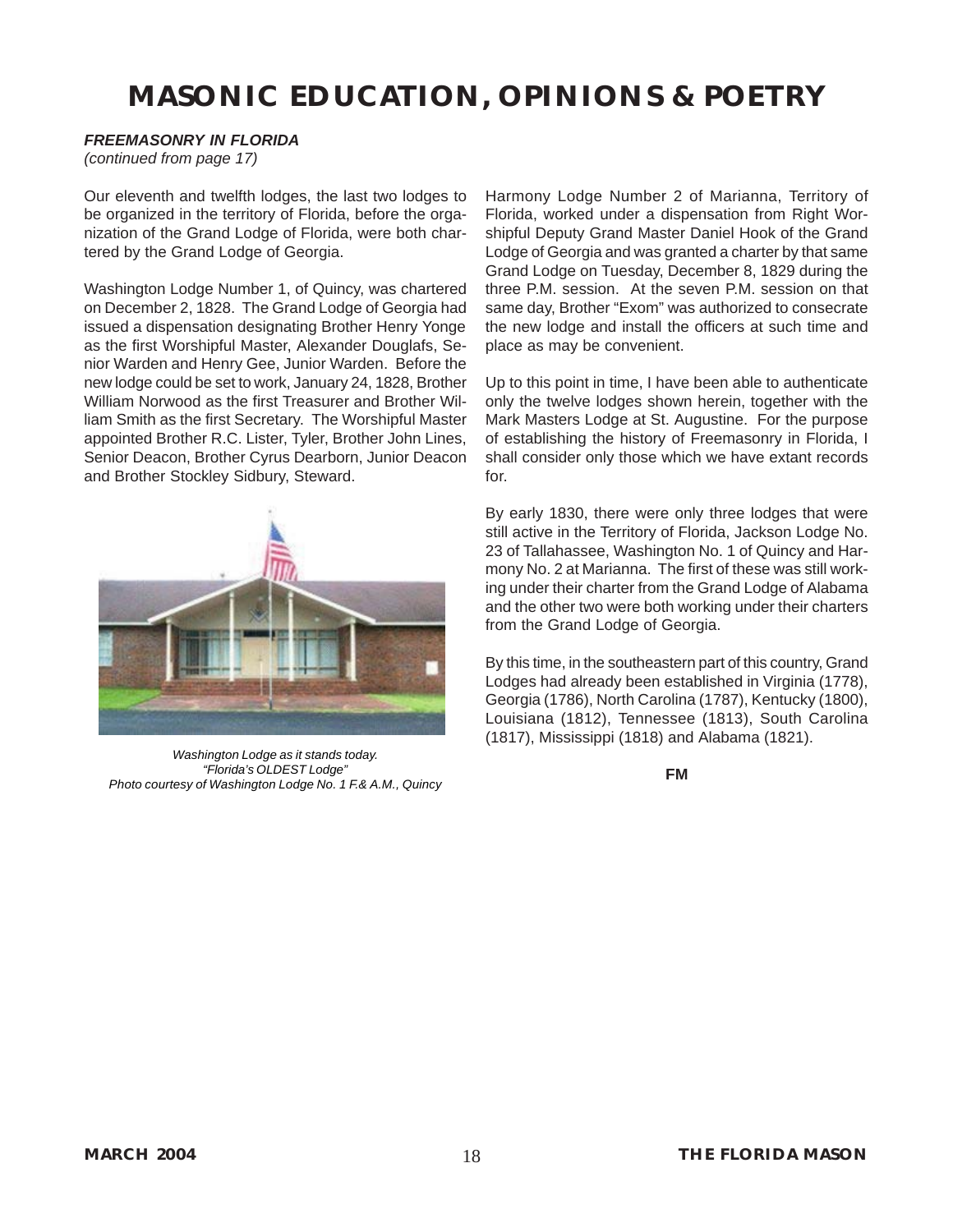# MASONIC EDUCATION, OPINIONS & POETRY

***FREEMASONRY IN FLORIDA***
*(continued from page 17)*

Our eleventh and twelfth lodges, the last two lodges to be organized in the territory of Florida, before the organization of the Grand Lodge of Florida, were both chartered by the Grand Lodge of Georgia.

Washington Lodge Number 1, of Quincy, was chartered on December 2, 1828. The Grand Lodge of Georgia had issued a dispensation designating Brother Henry Yonge as the first Worshipful Master, Alexander Douglafs, Senior Warden and Henry Gee, Junior Warden. Before the new lodge could be set to work, January 24, 1828, Brother William Norwood as the first Treasurer and Brother William Smith as the first Secretary. The Worshipful Master appointed Brother R.C. Lister, Tyler, Brother John Lines, Senior Deacon, Brother Cyrus Dearborn, Junior Deacon and Brother Stockley Sidbury, Steward.

*Washington Lodge as it stands today.*
*"Florida's OLDEST Lodge"*
*Photo courtesy of Washington Lodge No. 1 F.& A.M., Quincy*

Harmony Lodge Number 2 of Marianna, Territory of Florida, worked under a dispensation from Right Worshipful Deputy Grand Master Daniel Hook of the Grand Lodge of Georgia and was granted a charter by that same Grand Lodge on Tuesday, December 8, 1829 during the three P.M. session. At the seven P.M. session on that same day, Brother "Exom" was authorized to consecrate the new lodge and install the officers at such time and place as may be convenient.

Up to this point in time, I have been able to authenticate only the twelve lodges shown herein, together with the Mark Masters Lodge at St. Augustine. For the purpose of establishing the history of Freemasonry in Florida, I shall consider only those which we have extant records for.

By early 1830, there were only three lodges that were still active in the Territory of Florida, Jackson Lodge No. 23 of Tallahassee, Washington No. 1 of Quincy and Harmony No. 2 at Marianna. The first of these was still working under their charter from the Grand Lodge of Alabama and the other two were both working under their charters from the Grand Lodge of Georgia.

By this time, in the southeastern part of this country, Grand Lodges had already been established in Virginia (1778), Georgia (1786), North Carolina (1787), Kentucky (1800), Louisiana (1812), Tennessee (1813), South Carolina (1817), Mississippi (1818) and Alabama (1821).

**FM**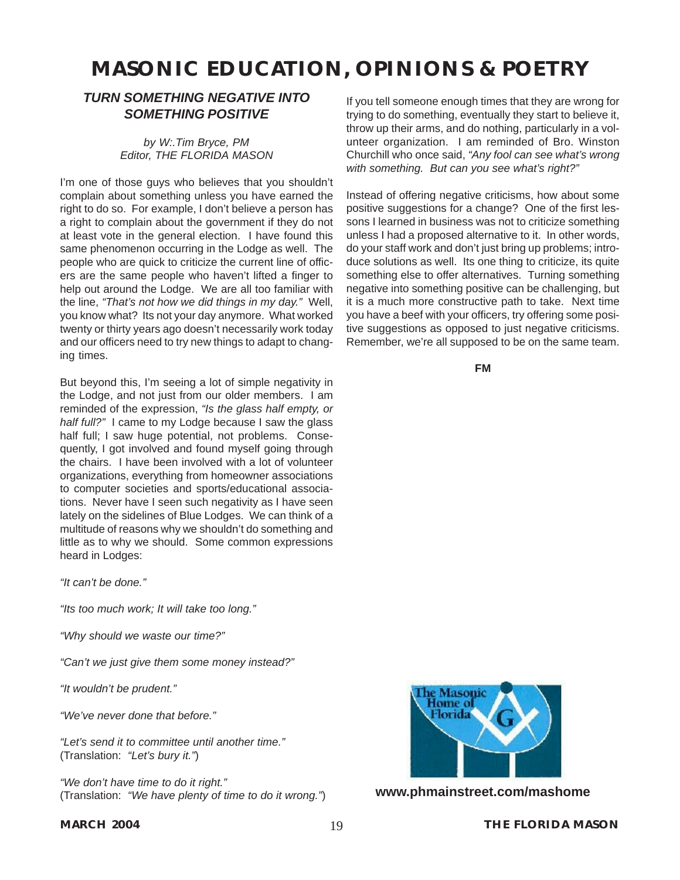# MASONIC EDUCATION, OPINIONS & POETRY

## *TURN SOMETHING NEGATIVE INTO SOMETHING POSITIVE*

*by W:.Tim Bryce, PM*
*Editor, THE FLORIDA MASON*

I'm one of those guys who believes that you shouldn't complain about something unless you have earned the right to do so. For example, I don't believe a person has a right to complain about the government if they do not at least vote in the general election. I have found this same phenomenon occurring in the Lodge as well. The people who are quick to criticize the current line of officers are the same people who haven't lifted a finger to help out around the Lodge. We are all too familiar with the line, *"That's not how we did things in my day."* Well, you know what? Its not your day anymore. What worked twenty or thirty years ago doesn't necessarily work today and our officers need to try new things to adapt to changing times.

But beyond this, I'm seeing a lot of simple negativity in the Lodge, and not just from our older members. I am reminded of the expression, *"Is the glass half empty, or half full?"* I came to my Lodge because I saw the glass half full; I saw huge potential, not problems. Consequently, I got involved and found myself going through the chairs. I have been involved with a lot of volunteer organizations, everything from homeowner associations to computer societies and sports/educational associations. Never have I seen such negativity as I have seen lately on the sidelines of Blue Lodges. We can think of a multitude of reasons why we shouldn't do something and little as to why we should. Some common expressions heard in Lodges:

*"It can't be done."*

*"Its too much work; It will take too long."*

*"Why should we waste our time?"*

*"Can't we just give them some money instead?"*

*"It wouldn't be prudent."*

*"We've never done that before."*

*"Let's send it to committee until another time."*
(Translation: *"Let's bury it."*)

*"We don't have time to do it right."*
(Translation: *"We have plenty of time to do it wrong."*)

If you tell someone enough times that they are wrong for trying to do something, eventually they start to believe it, throw up their arms, and do nothing, particularly in a volunteer organization. I am reminded of Bro. Winston Churchill who once said, *"Any fool can see what's wrong with something. But can you see what's right?"*

Instead of offering negative criticisms, how about some positive suggestions for a change? One of the first lessons I learned in business was not to criticize something unless I had a proposed alternative to it. In other words, do your staff work and don't just bring up problems; introduce solutions as well. Its one thing to criticize, its quite something else to offer alternatives. Turning something negative into something positive can be challenging, but it is a much more constructive path to take. Next time you have a beef with your officers, try offering some positive suggestions as opposed to just negative criticisms. Remember, we're all supposed to be on the same team.

**FM**

The Masonic Home of Florida

**www.phmainstreet.com/mashome**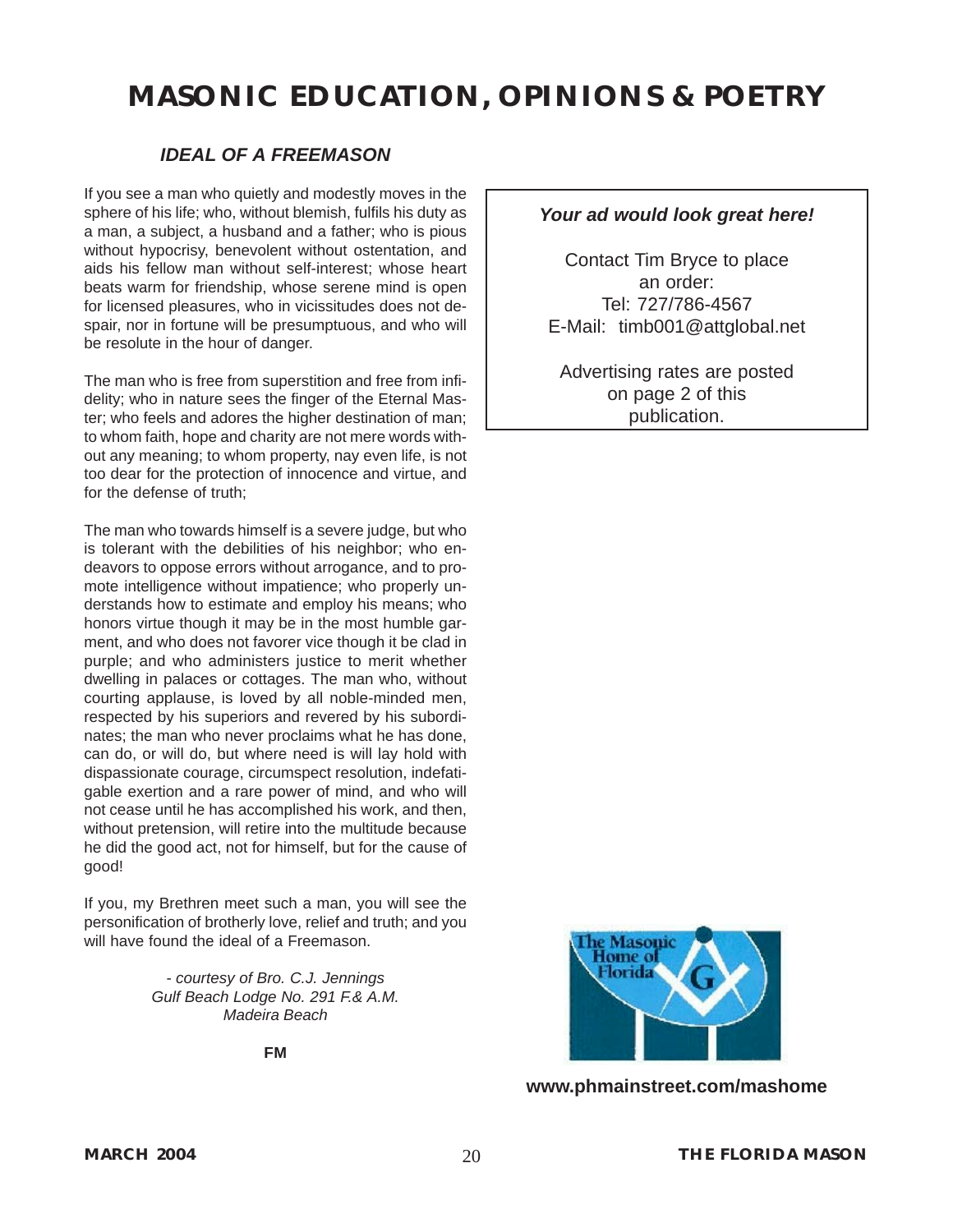# MASONIC EDUCATION, OPINIONS & POETRY

### *IDEAL OF A FREEMASON*

If you see a man who quietly and modestly moves in the sphere of his life; who, without blemish, fulfils his duty as a man, a subject, a husband and a father; who is pious without hypocrisy, benevolent without ostentation, and aids his fellow man without self-interest; whose heart beats warm for friendship, whose serene mind is open for licensed pleasures, who in vicissitudes does not despair, nor in fortune will be presumptuous, and who will be resolute in the hour of danger.

The man who is free from superstition and free from infidelity; who in nature sees the finger of the Eternal Master; who feels and adores the higher destination of man; to whom faith, hope and charity are not mere words without any meaning; to whom property, nay even life, is not too dear for the protection of innocence and virtue, and for the defense of truth;

The man who towards himself is a severe judge, but who is tolerant with the debilities of his neighbor; who endeavors to oppose errors without arrogance, and to promote intelligence without impatience; who properly understands how to estimate and employ his means; who honors virtue though it may be in the most humble garment, and who does not favorer vice though it be clad in purple; and who administers justice to merit whether dwelling in palaces or cottages. The man who, without courting applause, is loved by all noble-minded men, respected by his superiors and revered by his subordinates; the man who never proclaims what he has done, can do, or will do, but where need is will lay hold with dispassionate courage, circumspect resolution, indefatigable exertion and a rare power of mind, and who will not cease until he has accomplished his work, and then, without pretension, will retire into the multitude because he did the good act, not for himself, but for the cause of good!

If you, my Brethren meet such a man, you will see the personification of brotherly love, relief and truth; and you will have found the ideal of a Freemason.

*- courtesy of Bro. C.J. Jennings*
*Gulf Beach Lodge No. 291 F.& A.M.*
*Madeira Beach*

**FM**

***Your ad would look great here!***

Contact Tim Bryce to place an order:
Tel: 727/786-4567
E-Mail: timb001@attglobal.net

Advertising rates are posted on page 2 of this publication.

The Masonic Home of Florida

**www.phmainstreet.com/mashome**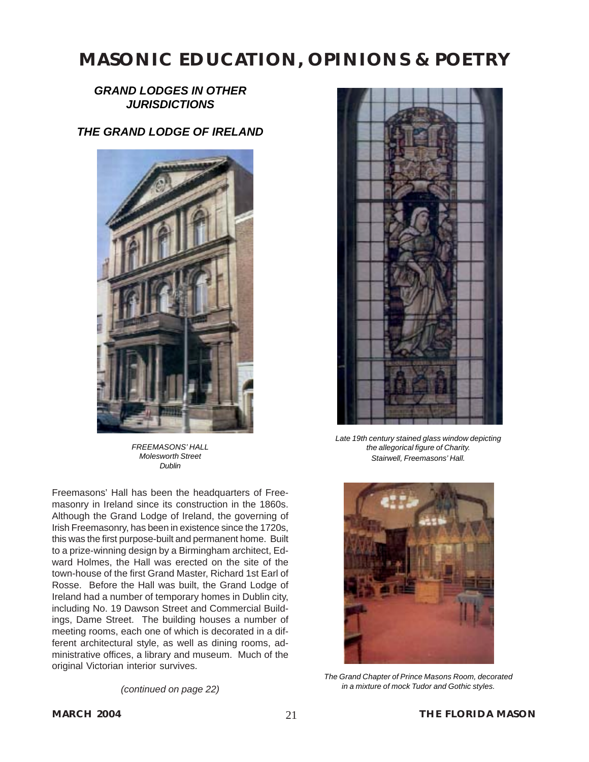# MASONIC EDUCATION, OPINIONS & POETRY

## *GRAND LODGES IN OTHER JURISDICTIONS*

### *THE GRAND LODGE OF IRELAND*

*FREEMASONS' HALL*
*Molesworth Street*
*Dublin*

Freemasons' Hall has been the headquarters of Freemasonry in Ireland since its construction in the 1860s. Although the Grand Lodge of Ireland, the governing of Irish Freemasonry, has been in existence since the 1720s, this was the first purpose-built and permanent home. Built to a prize-winning design by a Birmingham architect, Edward Holmes, the Hall was erected on the site of the town-house of the first Grand Master, Richard 1st Earl of Rosse. Before the Hall was built, the Grand Lodge of Ireland had a number of temporary homes in Dublin city, including No. 19 Dawson Street and Commercial Buildings, Dame Street. The building houses a number of meeting rooms, each one of which is decorated in a different architectural style, as well as dining rooms, administrative offices, a library and museum. Much of the original Victorian interior survives.

*(continued on page 22)*

*Late 19th century stained glass window depicting the allegorical figure of Charity.*
*Stairwell, Freemasons' Hall.*

*The Grand Chapter of Prince Masons Room, decorated in a mixture of mock Tudor and Gothic styles.*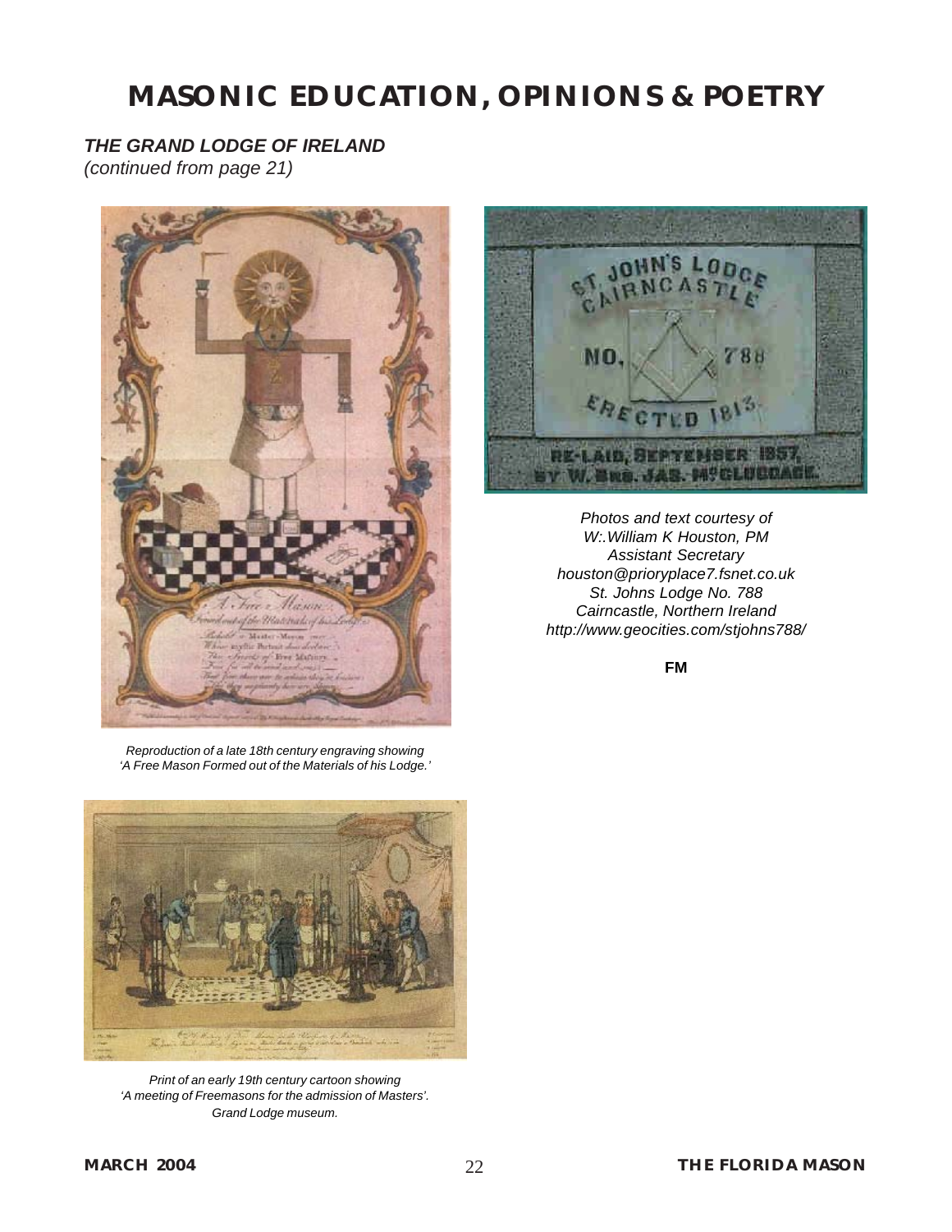# MASONIC EDUCATION, OPINIONS & POETRY

***THE GRAND LODGE OF IRELAND***

*(continued from page 21)*

*Reproduction of a late 18th century engraving showing 'A Free Mason Formed out of the Materials of his Lodge.'*

*Photos and text courtesy of W:.William K Houston, PM Assistant Secretary houston@prioryplace7.fsnet.co.uk St. Johns Lodge No. 788 Cairncastle, Northern Ireland http://www.geocities.com/stjohns788/*

**FM**

*Print of an early 19th century cartoon showing 'A meeting of Freemasons for the admission of Masters'. Grand Lodge museum.*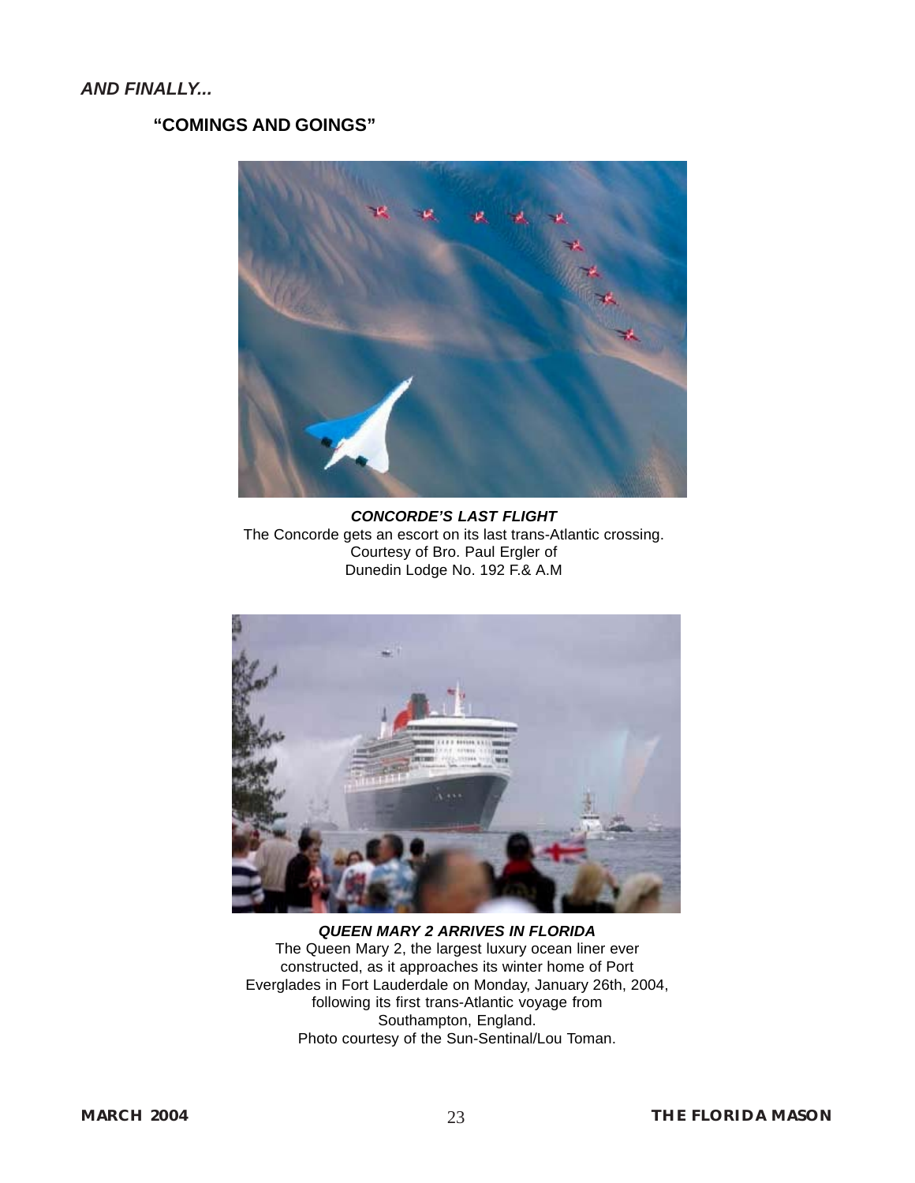***AND FINALLY...***

## "COMINGS AND GOINGS"

***CONCORDE'S LAST FLIGHT***
The Concorde gets an escort on its last trans-Atlantic crossing.
Courtesy of Bro. Paul Ergler of
Dunedin Lodge No. 192 F.& A.M

***QUEEN MARY 2 ARRIVES IN FLORIDA***
The Queen Mary 2, the largest luxury ocean liner ever constructed, as it approaches its winter home of Port Everglades in Fort Lauderdale on Monday, January 26th, 2004, following its first trans-Atlantic voyage from Southampton, England.
Photo courtesy of the Sun-Sentinal/Lou Toman.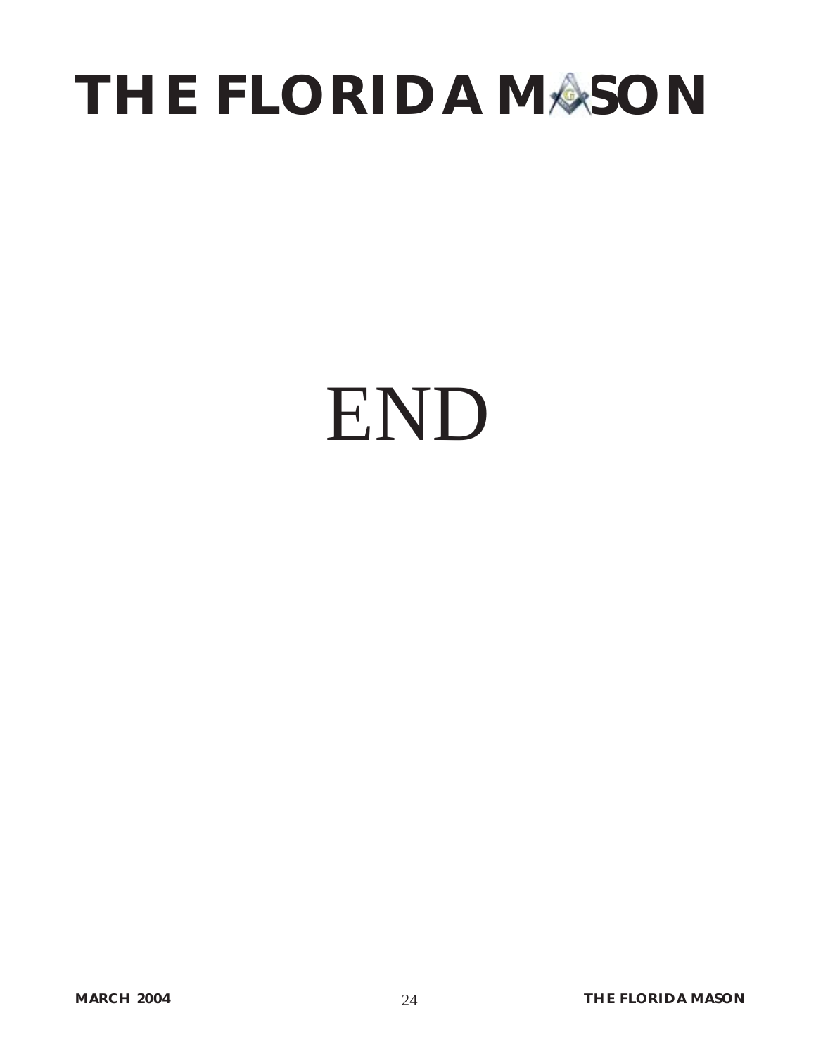# THE FLORIDA MASON

END